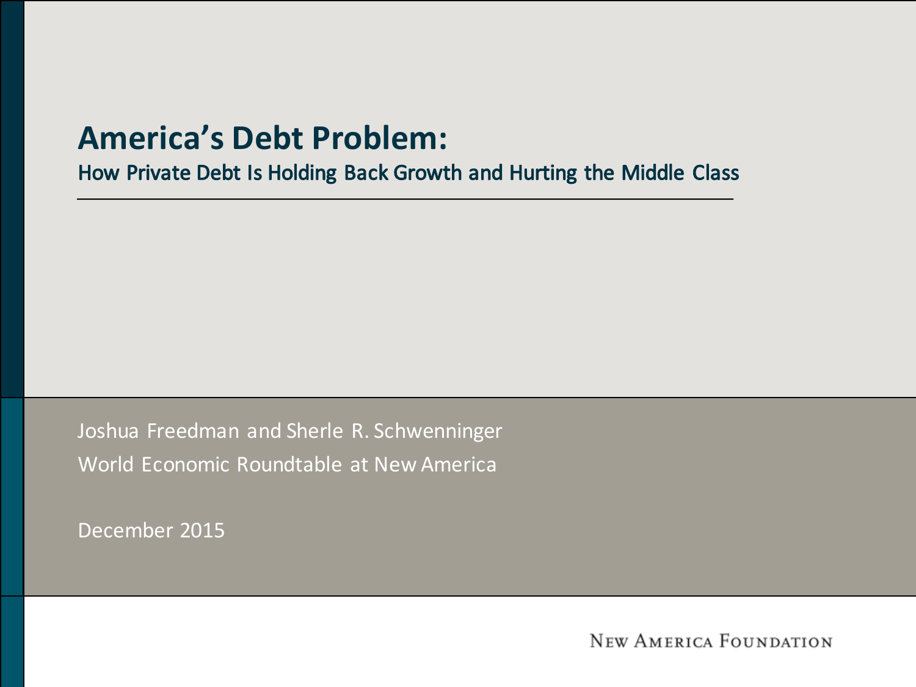# America's Debt Problem:

## How Private Debt Is Holding Back Growth and Hurting the Middle Class

Joshua Freedman and Sherle R. Schwenninger

World Economic Roundtable at New America

December 2015

New America Foundation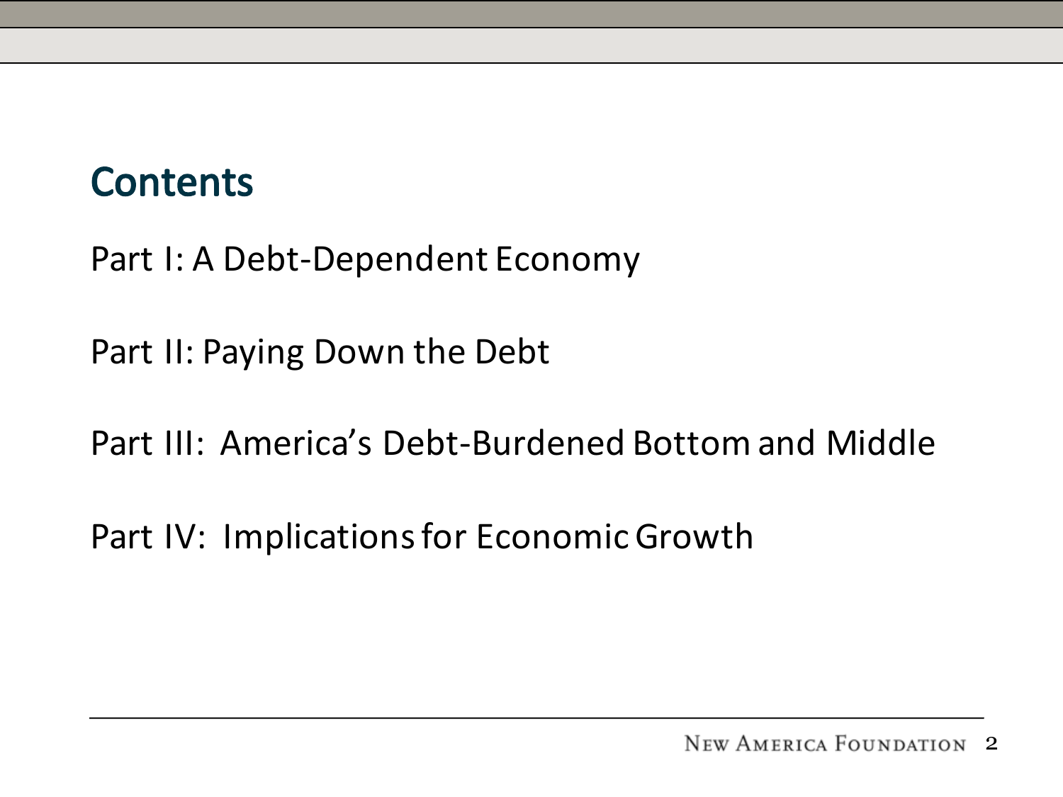## Contents

Part I: A Debt-Dependent Economy

Part II: Paying Down the Debt

Part III: America's Debt-Burdened Bottom and Middle

Part IV: Implications for Economic Growth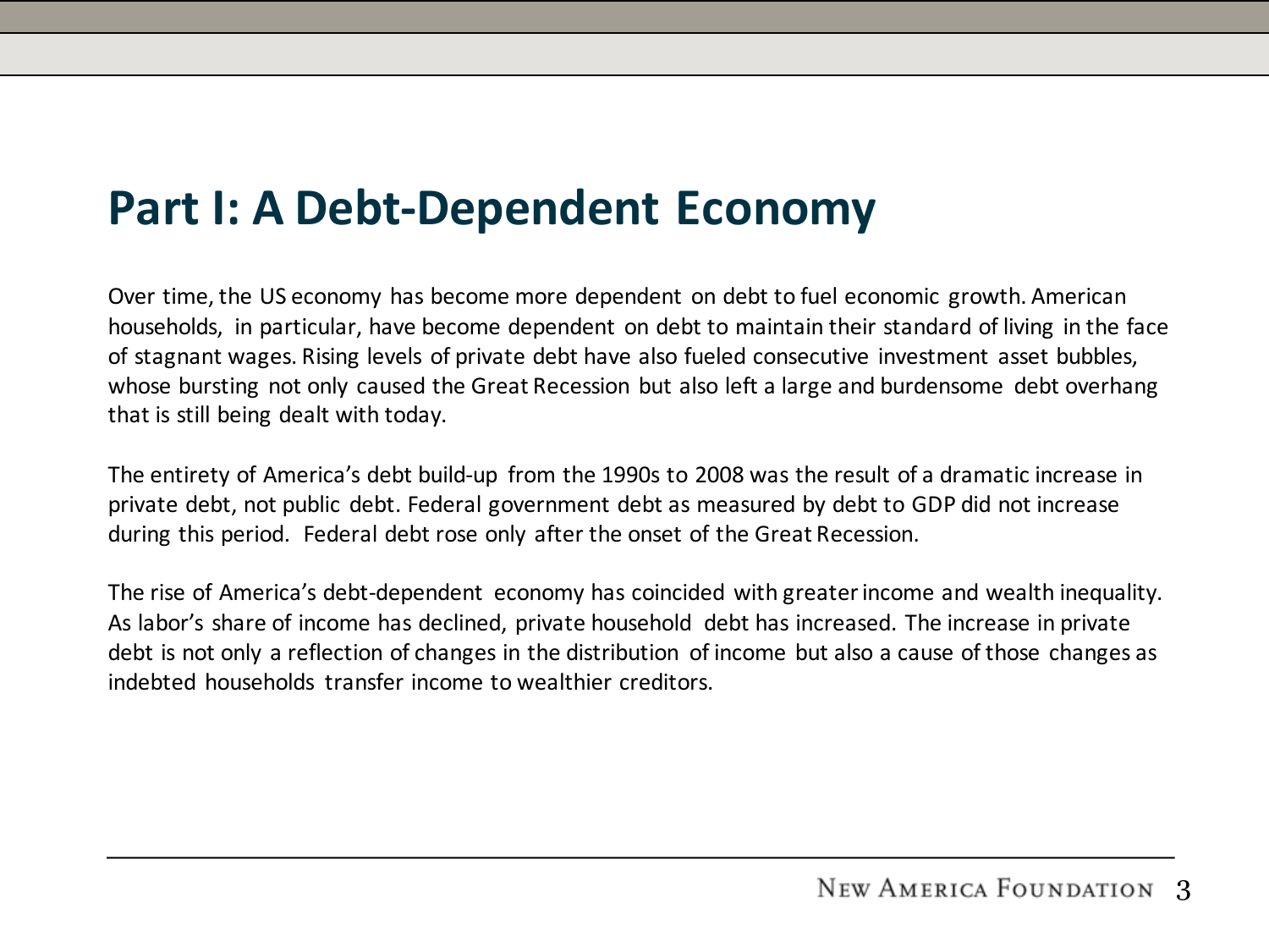# Part I: A Debt-Dependent Economy

Over time, the US economy has become more dependent on debt to fuel economic growth. American households, in particular, have become dependent on debt to maintain their standard of living in the face of stagnant wages. Rising levels of private debt have also fueled consecutive investment asset bubbles, whose bursting not only caused the Great Recession but also left a large and burdensome debt overhang that is still being dealt with today.

The entirety of America's debt build-up from the 1990s to 2008 was the result of a dramatic increase in private debt, not public debt. Federal government debt as measured by debt to GDP did not increase during this period. Federal debt rose only after the onset of the Great Recession.

The rise of America's debt-dependent economy has coincided with greater income and wealth inequality. As labor's share of income has declined, private household debt has increased. The increase in private debt is not only a reflection of changes in the distribution of income but also a cause of those changes as indebted households transfer income to wealthier creditors.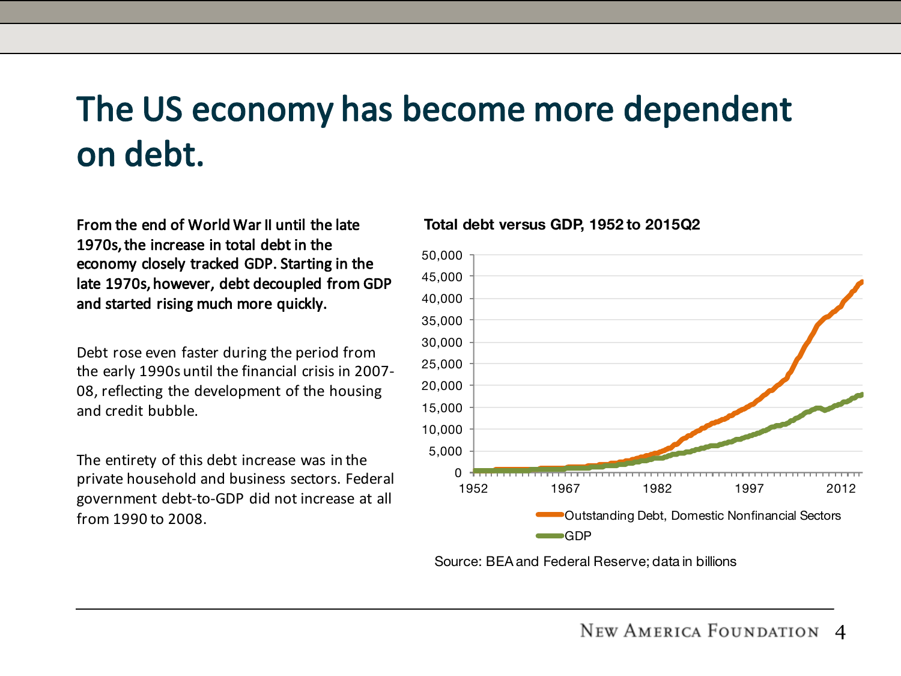# The US economy has become more dependent on debt.

**From the end of World War II until the late 1970s, the increase in total debt in the economy closely tracked GDP. Starting in the late 1970s, however, debt decoupled from GDP and started rising much more quickly.**

Debt rose even faster during the period from the early 1990s until the financial crisis in 2007-08, reflecting the development of the housing and credit bubble.

The entirety of this debt increase was in the private household and business sectors. Federal government debt-to-GDP did not increase at all from 1990 to 2008.

**Total debt versus GDP, 1952 to 2015Q2**

Outstanding Debt, Domestic Nonfinancial Sectors

GDP

Source: BEA and Federal Reserve; data in billions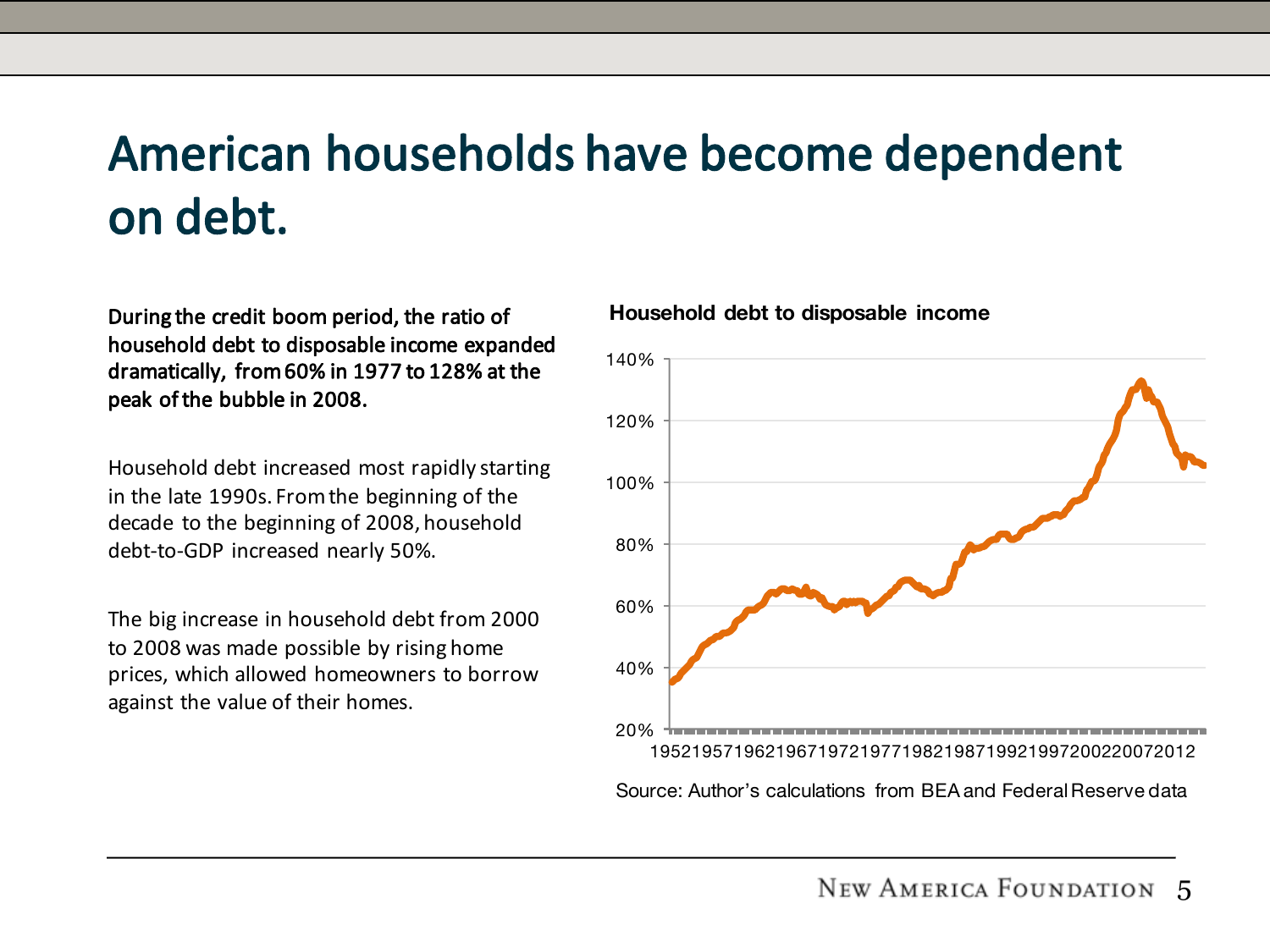# American households have become dependent on debt.

**During the credit boom period, the ratio of household debt to disposable income expanded dramatically, from 60% in 1977 to 128% at the peak of the bubble in 2008.**

Household debt increased most rapidly starting in the late 1990s. From the beginning of the decade to the beginning of 2008, household debt-to-GDP increased nearly 50%.

The big increase in household debt from 2000 to 2008 was made possible by rising home prices, which allowed homeowners to borrow against the value of their homes.

**Household debt to disposable income**

Source: Author's calculations from BEA and Federal Reserve data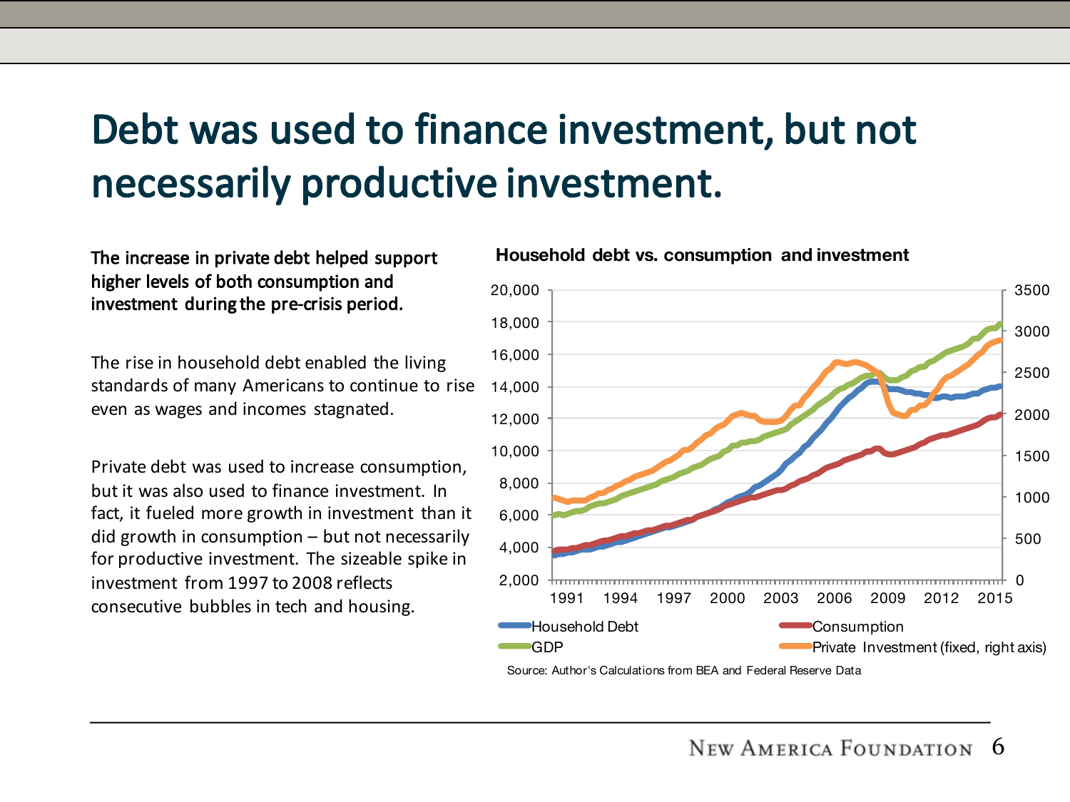# Debt was used to finance investment, but not necessarily productive investment.

**The increase in private debt helped support higher levels of both consumption and investment during the pre-crisis period.**

The rise in household debt enabled the living standards of many Americans to continue to rise even as wages and incomes stagnated.

Private debt was used to increase consumption, but it was also used to finance investment. In fact, it fueled more growth in investment than it did growth in consumption – but not necessarily for productive investment. The sizeable spike in investment from 1997 to 2008 reflects consecutive bubbles in tech and housing.

**Household debt vs. consumption and investment**

Source: Author's Calculations from BEA and Federal Reserve Data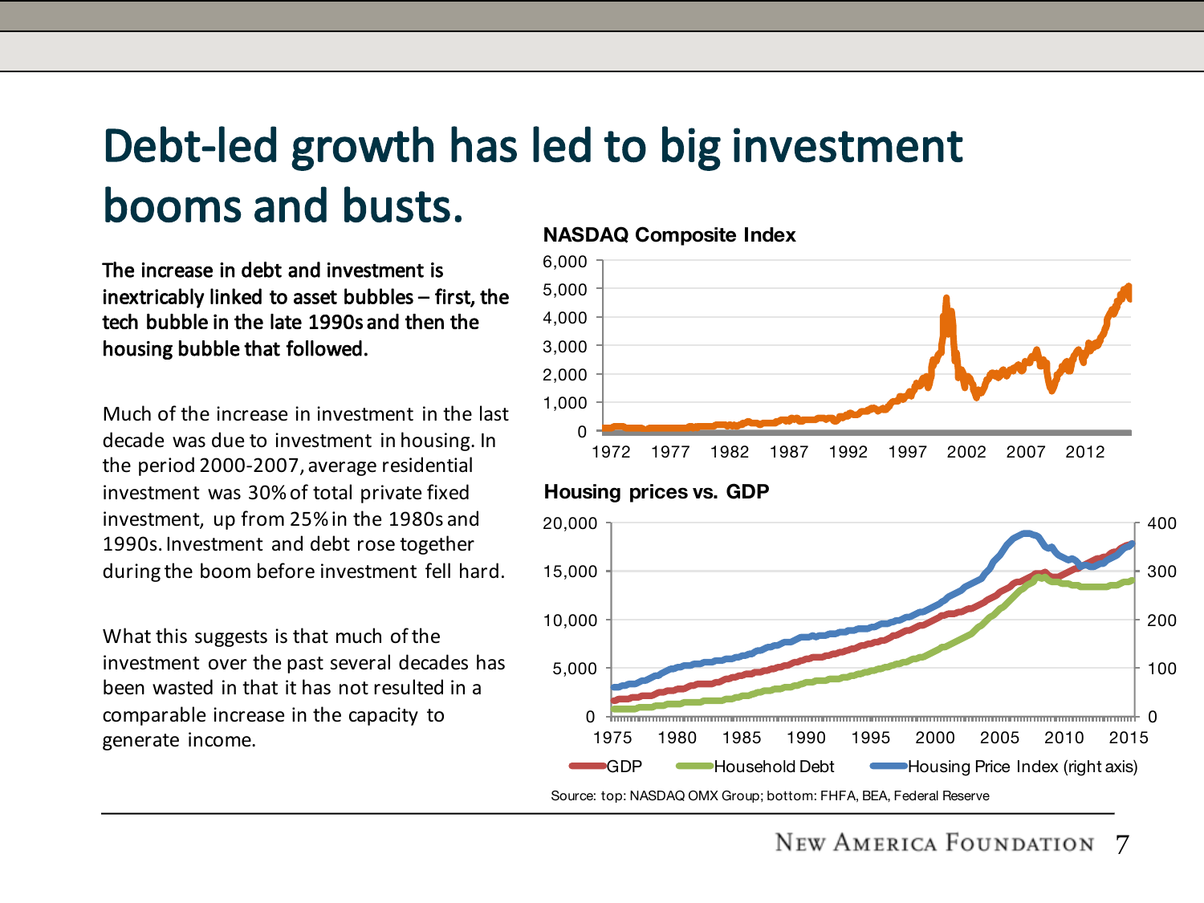# Debt-led growth has led to big investment booms and busts.

**The increase in debt and investment is inextricably linked to asset bubbles – first, the tech bubble in the late 1990s and then the housing bubble that followed.**

Much of the increase in investment in the last decade was due to investment in housing. In the period 2000-2007, average residential investment was 30% of total private fixed investment, up from 25% in the 1980s and 1990s. Investment and debt rose together during the boom before investment fell hard.

What this suggests is that much of the investment over the past several decades has been wasted in that it has not resulted in a comparable increase in the capacity to generate income.

**NASDAQ Composite Index**

**Housing prices vs. GDP**

GDP — Household Debt — Housing Price Index (right axis)

Source: top: NASDAQ OMX Group; bottom: FHFA, BEA, Federal Reserve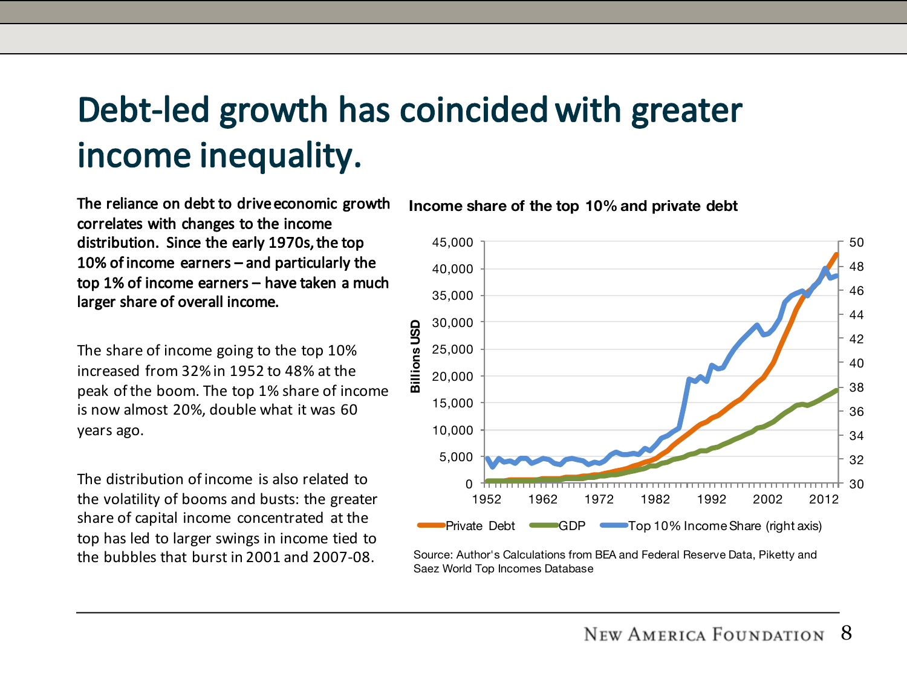# Debt-led growth has coincided with greater income inequality.

**The reliance on debt to drive economic growth correlates with changes to the income distribution. Since the early 1970s, the top 10% of income earners – and particularly the top 1% of income earners – have taken a much larger share of overall income.**

The share of income going to the top 10% increased from 32% in 1952 to 48% at the peak of the boom. The top 1% share of income is now almost 20%, double what it was 60 years ago.

The distribution of income is also related to the volatility of booms and busts: the greater share of capital income concentrated at the top has led to larger swings in income tied to the bubbles that burst in 2001 and 2007-08.

**Income share of the top 10% and private debt**

Source: Author's Calculations from BEA and Federal Reserve Data, Piketty and Saez World Top Incomes Database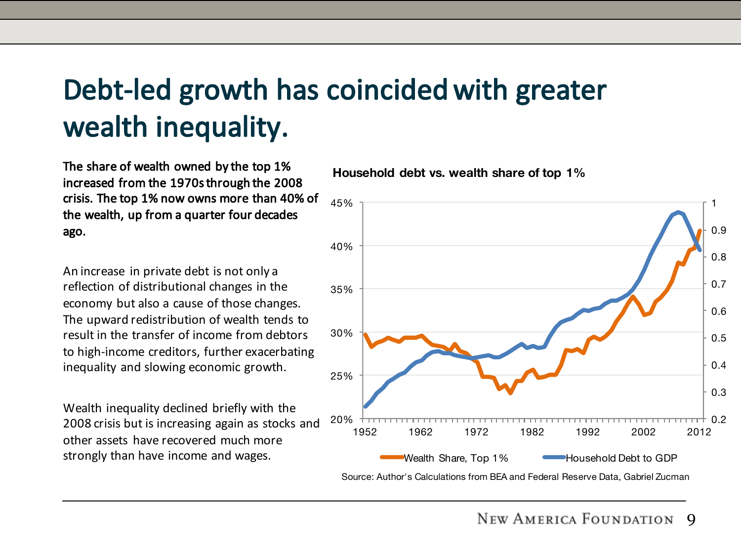# Debt-led growth has coincided with greater wealth inequality.

**The share of wealth owned by the top 1% increased from the 1970s through the 2008 crisis. The top 1% now owns more than 40% of the wealth, up from a quarter four decades ago.**

An increase in private debt is not only a reflection of distributional changes in the economy but also a cause of those changes. The upward redistribution of wealth tends to result in the transfer of income from debtors to high-income creditors, further exacerbating inequality and slowing economic growth.

Wealth inequality declined briefly with the 2008 crisis but is increasing again as stocks and other assets have recovered much more strongly than have income and wages.

**Household debt vs. wealth share of top 1%**

Wealth Share, Top 1% — Household Debt to GDP

Source: Author's Calculations from BEA and Federal Reserve Data, Gabriel Zucman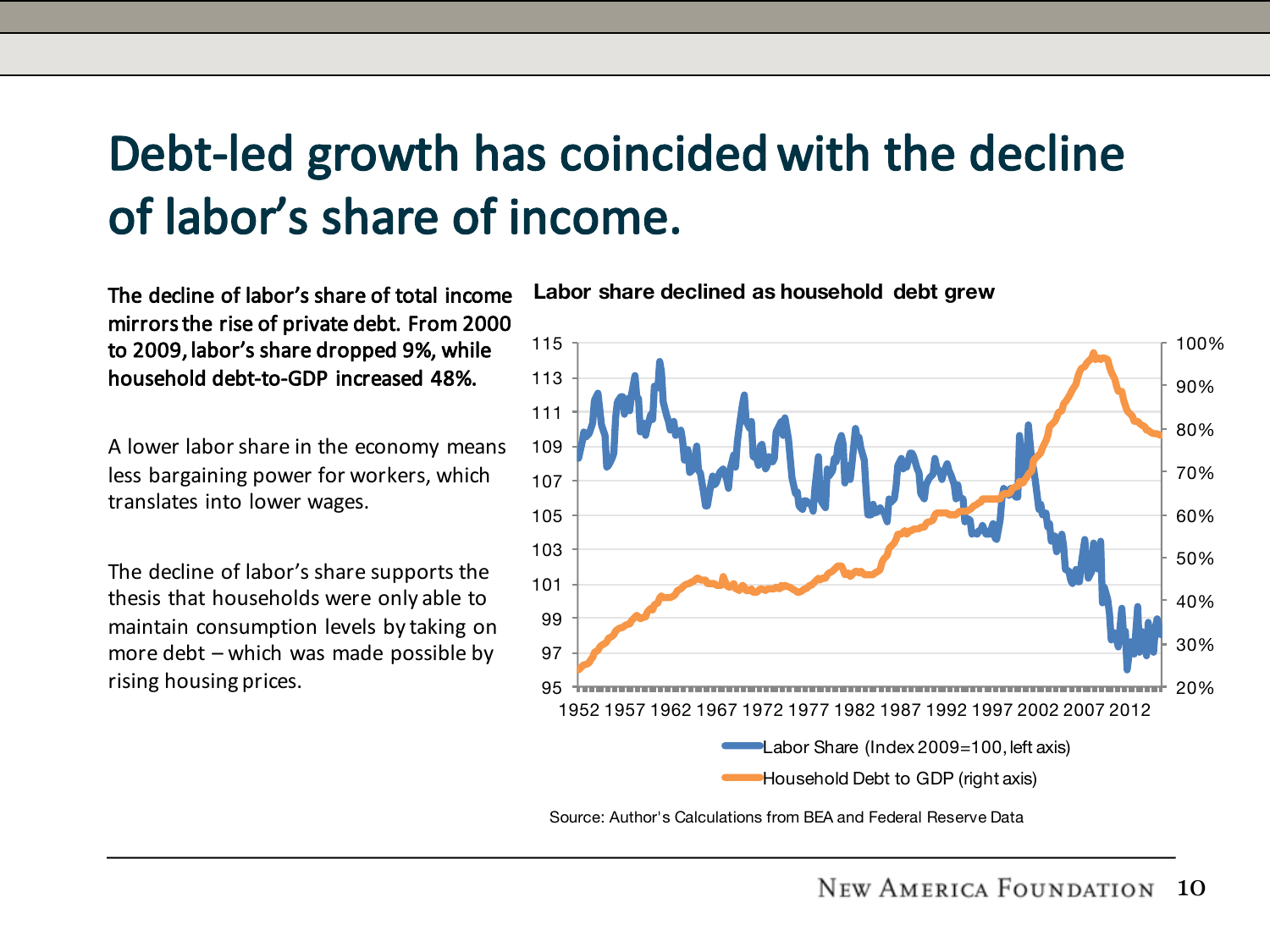# Debt-led growth has coincided with the decline of labor's share of income.

**The decline of labor's share of total income mirrors the rise of private debt. From 2000 to 2009, labor's share dropped 9%, while household debt-to-GDP increased 48%.**

A lower labor share in the economy means less bargaining power for workers, which translates into lower wages.

The decline of labor's share supports the thesis that households were only able to maintain consumption levels by taking on more debt – which was made possible by rising housing prices.

**Labor share declined as household debt grew**

Labor Share (Index 2009=100, left axis)

Household Debt to GDP (right axis)

Source: Author's Calculations from BEA and Federal Reserve Data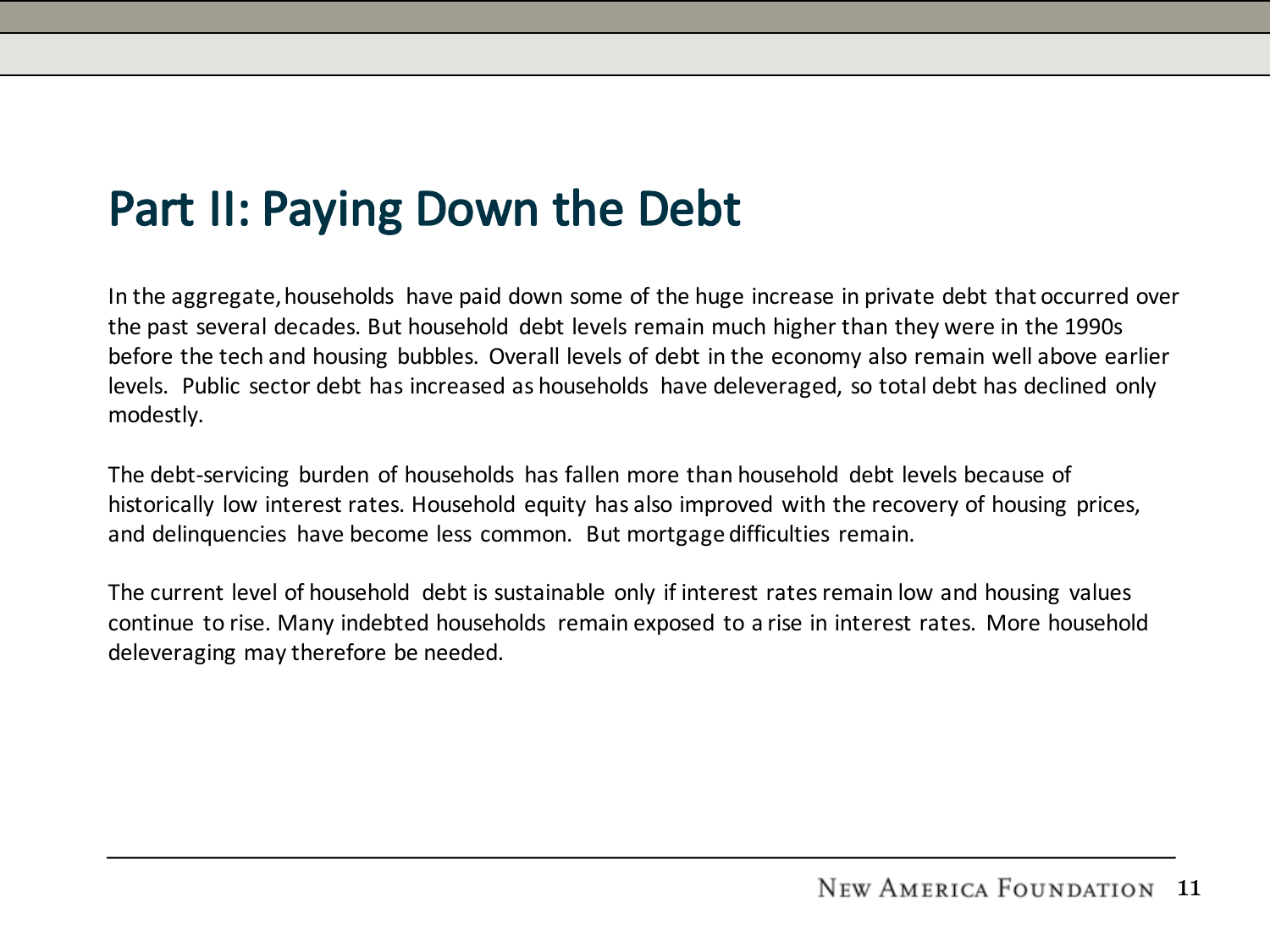# Part II: Paying Down the Debt

In the aggregate, households have paid down some of the huge increase in private debt that occurred over the past several decades. But household debt levels remain much higher than they were in the 1990s before the tech and housing bubbles. Overall levels of debt in the economy also remain well above earlier levels. Public sector debt has increased as households have deleveraged, so total debt has declined only modestly.

The debt-servicing burden of households has fallen more than household debt levels because of historically low interest rates. Household equity has also improved with the recovery of housing prices, and delinquencies have become less common. But mortgage difficulties remain.

The current level of household debt is sustainable only if interest rates remain low and housing values continue to rise. Many indebted households remain exposed to a rise in interest rates. More household deleveraging may therefore be needed.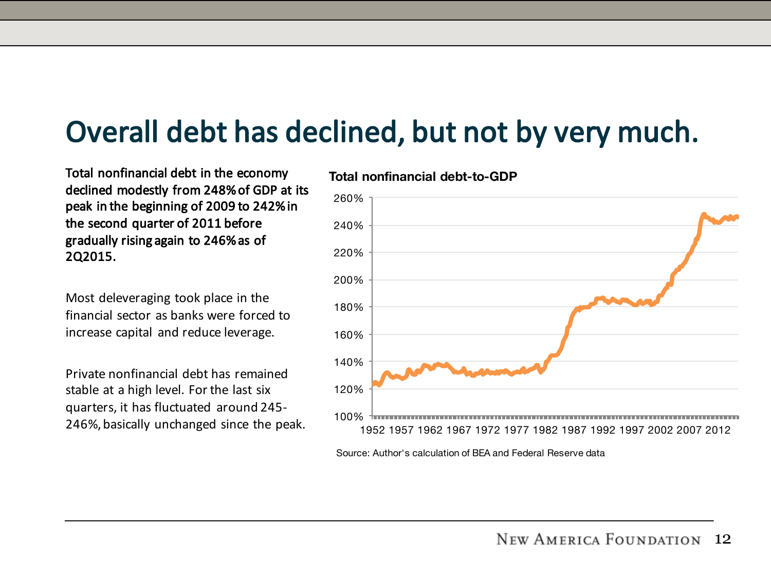# Overall debt has declined, but not by very much.

**Total nonfinancial debt in the economy declined modestly from 248% of GDP at its peak in the beginning of 2009 to 242% in the second quarter of 2011 before gradually rising again to 246% as of 2Q2015.**

Most deleveraging took place in the financial sector as banks were forced to increase capital and reduce leverage.

Private nonfinancial debt has remained stable at a high level. For the last six quarters, it has fluctuated around 245-246%, basically unchanged since the peak.

**Total nonfinancial debt-to-GDP**

Source: Author's calculation of BEA and Federal Reserve data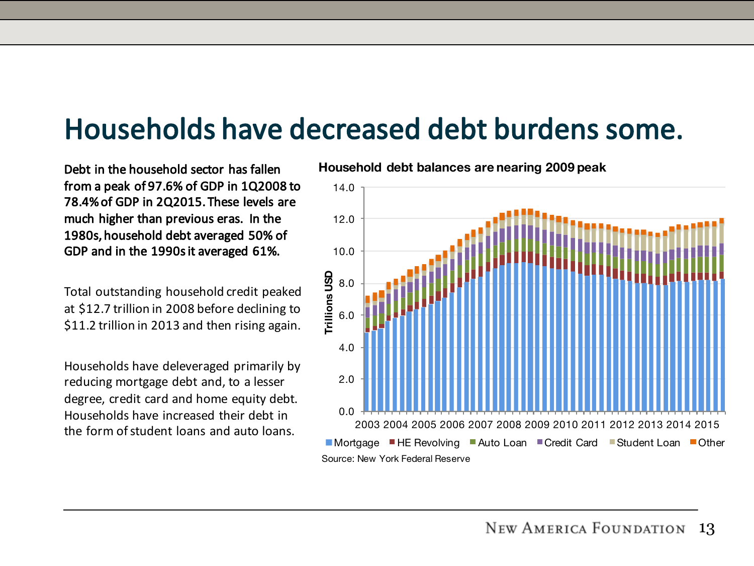# Households have decreased debt burdens some.

**Debt in the household sector has fallen from a peak of 97.6% of GDP in 1Q2008 to 78.4% of GDP in 2Q2015. These levels are much higher than previous eras. In the 1980s, household debt averaged 50% of GDP and in the 1990s it averaged 61%.**

Total outstanding household credit peaked at $12.7 trillion in 2008 before declining to $11.2 trillion in 2013 and then rising again.

Households have deleveraged primarily by reducing mortgage debt and, to a lesser degree, credit card and home equity debt. Households have increased their debt in the form of student loans and auto loans.

**Household debt balances are nearing 2009 peak**

Source: New York Federal Reserve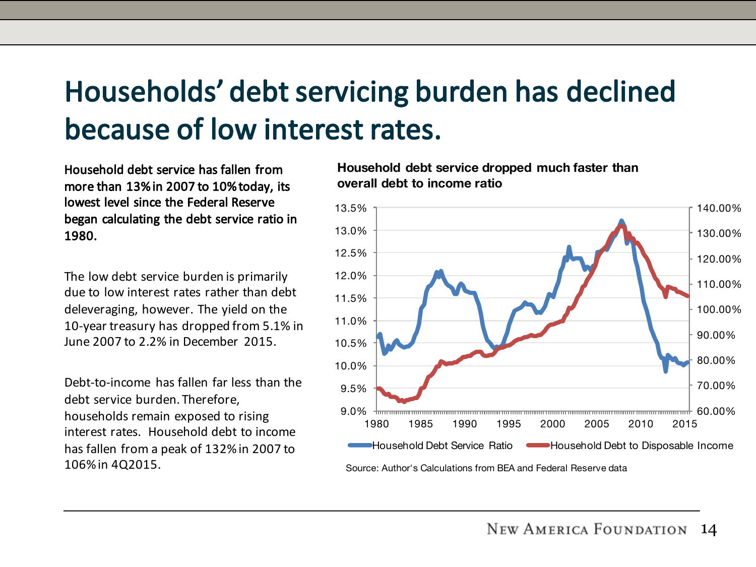# Households' debt servicing burden has declined because of low interest rates.

**Household debt service has fallen from more than 13% in 2007 to 10% today, its lowest level since the Federal Reserve began calculating the debt service ratio in 1980.**

The low debt service burden is primarily due to low interest rates rather than debt deleveraging, however. The yield on the 10-year treasury has dropped from 5.1% in June 2007 to 2.2% in December 2015.

Debt-to-income has fallen far less than the debt service burden. Therefore, households remain exposed to rising interest rates. Household debt to income has fallen from a peak of 132% in 2007 to 106% in 4Q2015.

**Household debt service dropped much faster than overall debt to income ratio**

Source: Author's Calculations from BEA and Federal Reserve data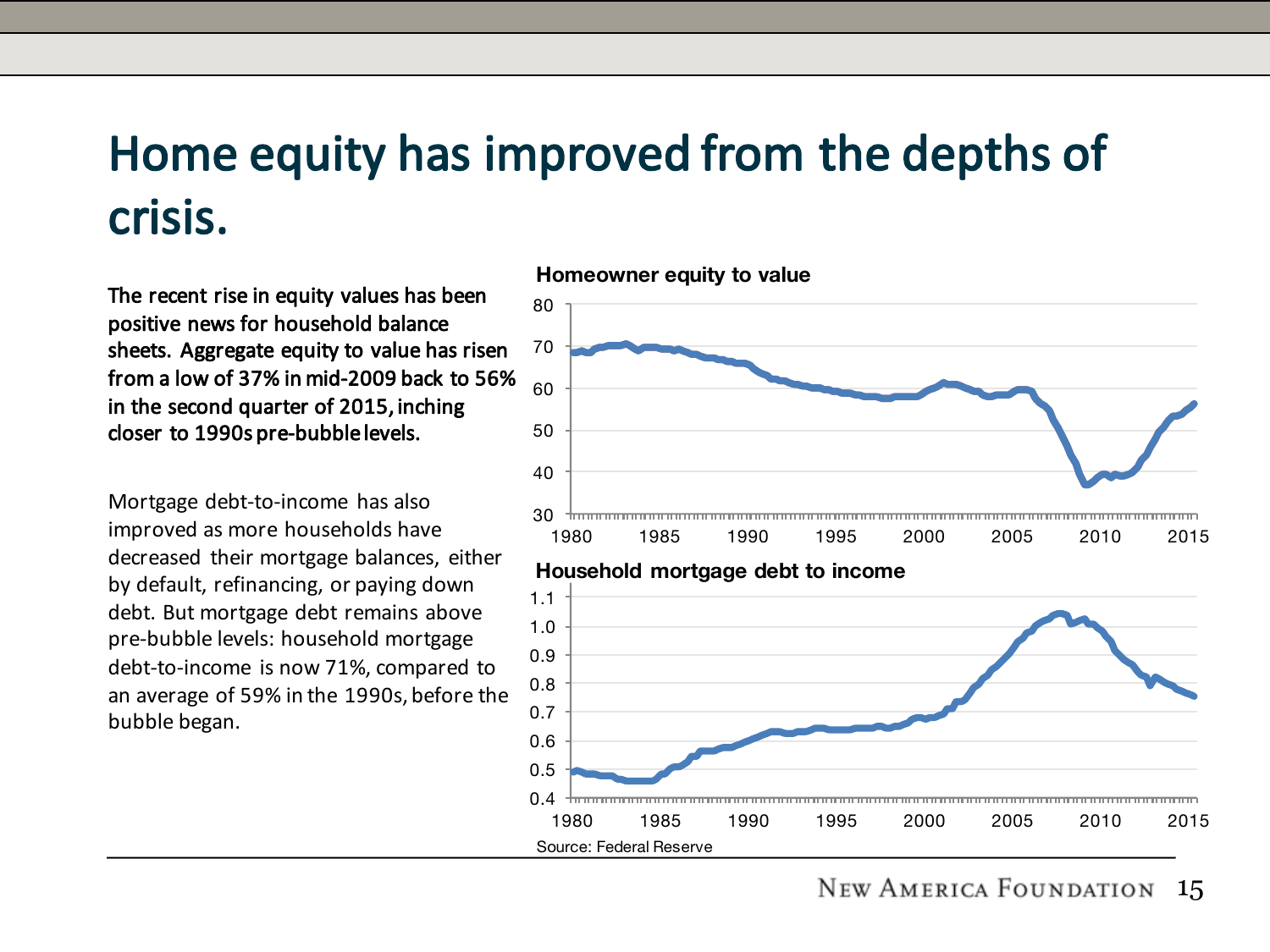# Home equity has improved from the depths of crisis.

**The recent rise in equity values has been positive news for household balance sheets. Aggregate equity to value has risen from a low of 37% in mid-2009 back to 56% in the second quarter of 2015, inching closer to 1990s pre-bubble levels.**

Mortgage debt-to-income has also improved as more households have decreased their mortgage balances, either by default, refinancing, or paying down debt. But mortgage debt remains above pre-bubble levels: household mortgage debt-to-income is now 71%, compared to an average of 59% in the 1990s, before the bubble began.

**Homeowner equity to value**

**Household mortgage debt to income**

Source: Federal Reserve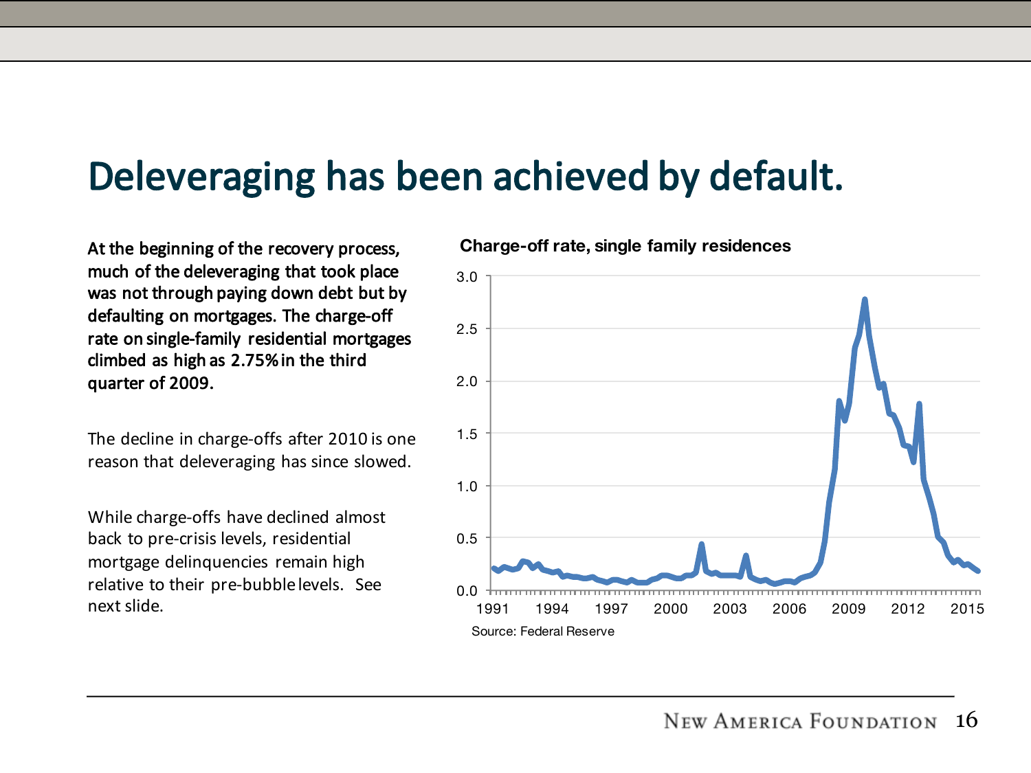# Deleveraging has been achieved by default.

**At the beginning of the recovery process, much of the deleveraging that took place was not through paying down debt but by defaulting on mortgages. The charge-off rate on single-family residential mortgages climbed as high as 2.75% in the third quarter of 2009.**

The decline in charge-offs after 2010 is one reason that deleveraging has since slowed.

While charge-offs have declined almost back to pre-crisis levels, residential mortgage delinquencies remain high relative to their pre-bubble levels. See next slide.

**Charge-off rate, single family residences**

Source: Federal Reserve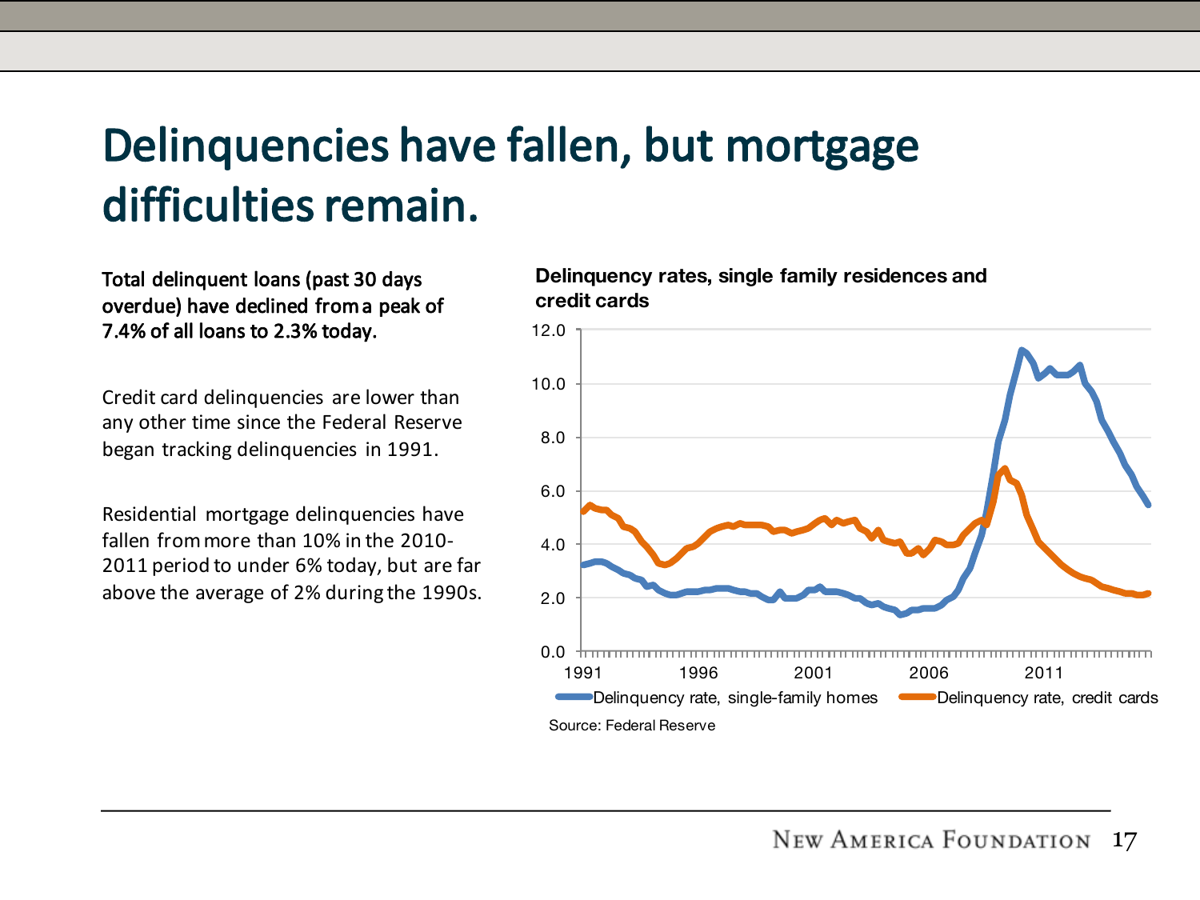# Delinquencies have fallen, but mortgage difficulties remain.

**Total delinquent loans (past 30 days overdue) have declined from a peak of 7.4% of all loans to 2.3% today.**

Credit card delinquencies are lower than any other time since the Federal Reserve began tracking delinquencies in 1991.

Residential mortgage delinquencies have fallen from more than 10% in the 2010-2011 period to under 6% today, but are far above the average of 2% during the 1990s.

**Delinquency rates, single family residences and credit cards**

Source: Federal Reserve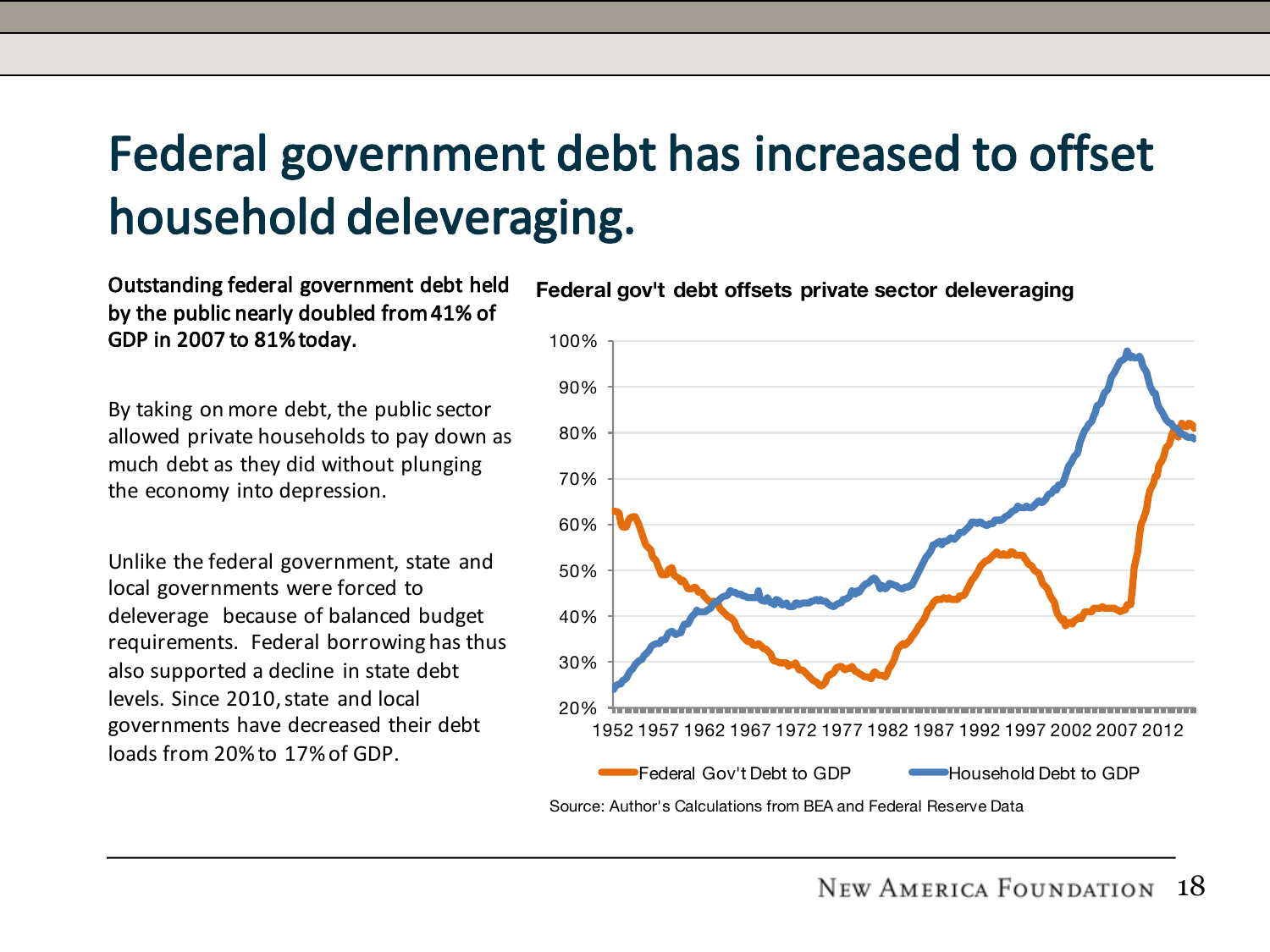# Federal government debt has increased to offset household deleveraging.

**Outstanding federal government debt held by the public nearly doubled from 41% of GDP in 2007 to 81% today.**

By taking on more debt, the public sector allowed private households to pay down as much debt as they did without plunging the economy into depression.

Unlike the federal government, state and local governments were forced to deleverage because of balanced budget requirements. Federal borrowing has thus also supported a decline in state debt levels. Since 2010, state and local governments have decreased their debt loads from 20% to 17% of GDP.

**Federal gov't debt offsets private sector deleveraging**

Source: Author's Calculations from BEA and Federal Reserve Data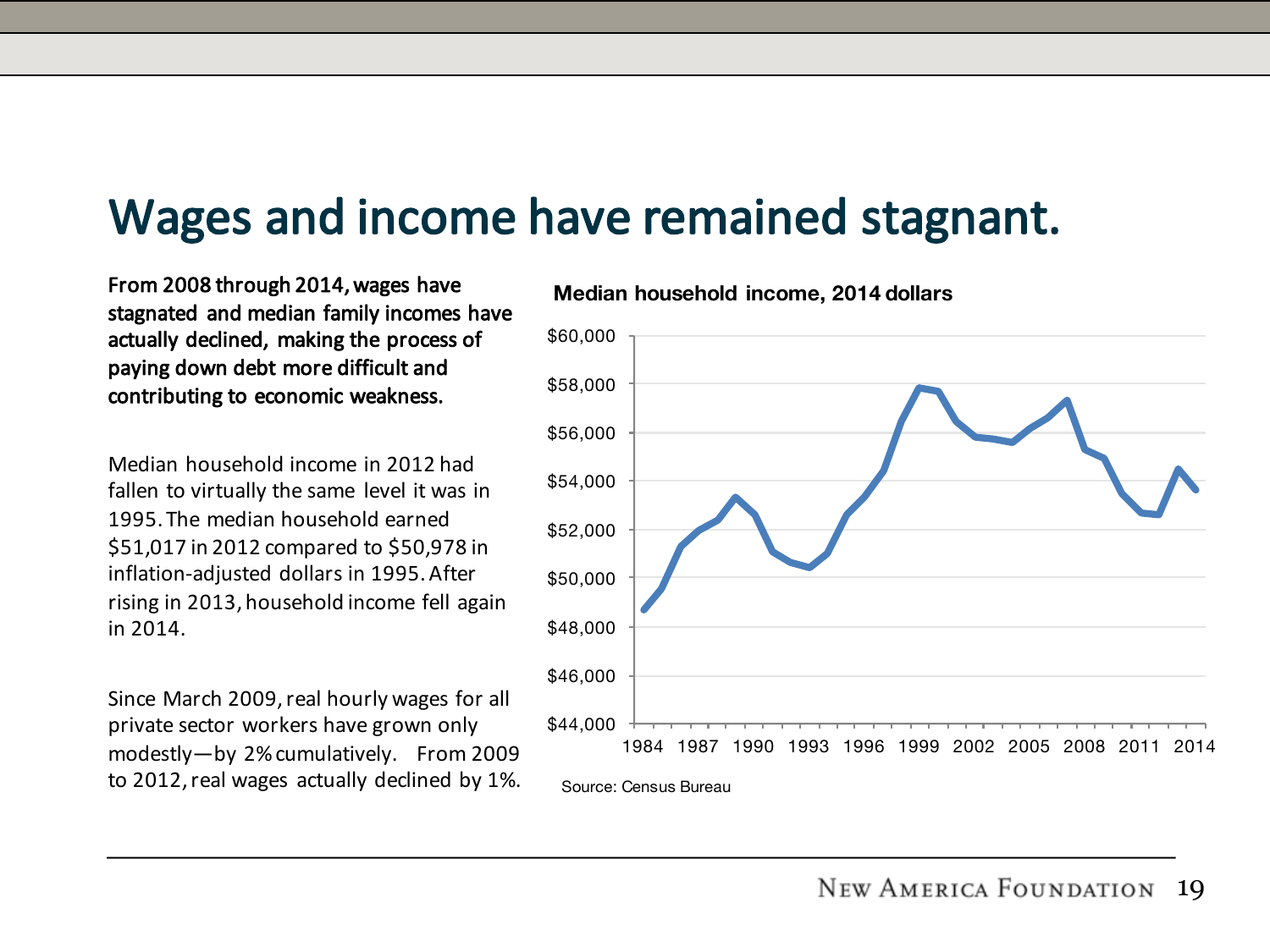# Wages and income have remained stagnant.

**From 2008 through 2014, wages have stagnated and median family incomes have actually declined, making the process of paying down debt more difficult and contributing to economic weakness.**

Median household income in 2012 had fallen to virtually the same level it was in 1995. The median household earned $51,017 in 2012 compared to $50,978 in inflation-adjusted dollars in 1995. After rising in 2013, household income fell again in 2014.

Since March 2009, real hourly wages for all private sector workers have grown only modestly—by 2% cumulatively. From 2009 to 2012, real wages actually declined by 1%.

**Median household income, 2014 dollars**

Source: Census Bureau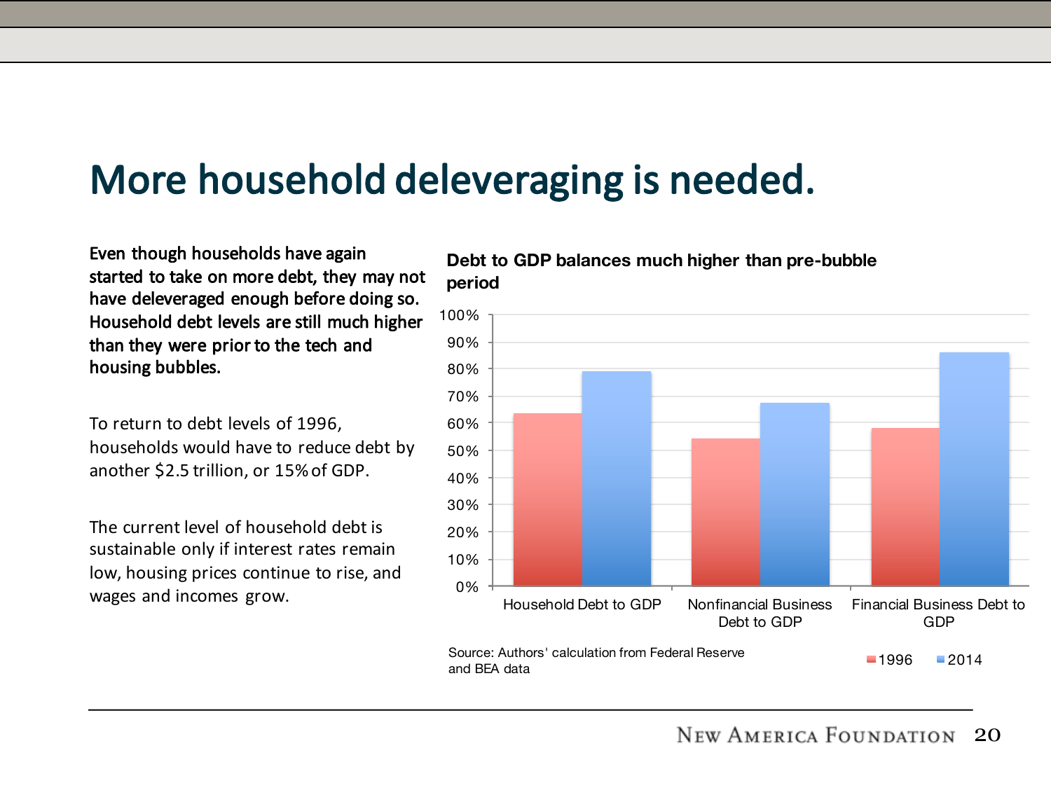# More household deleveraging is needed.

**Even though households have again started to take on more debt, they may not have deleveraged enough before doing so. Household debt levels are still much higher than they were prior to the tech and housing bubbles.**

To return to debt levels of 1996, households would have to reduce debt by another $2.5 trillion, or 15% of GDP.

The current level of household debt is sustainable only if interest rates remain low, housing prices continue to rise, and wages and incomes grow.

**Debt to GDP balances much higher than pre-bubble period**

| | 1996 | 2014 |
|---|---|---|
| Household Debt to GDP | ~63% | ~79% |
| Nonfinancial Business Debt to GDP | ~54% | ~67% |
| Financial Business Debt to GDP | ~58% | ~86% |

Source: Authors' calculation from Federal Reserve and BEA data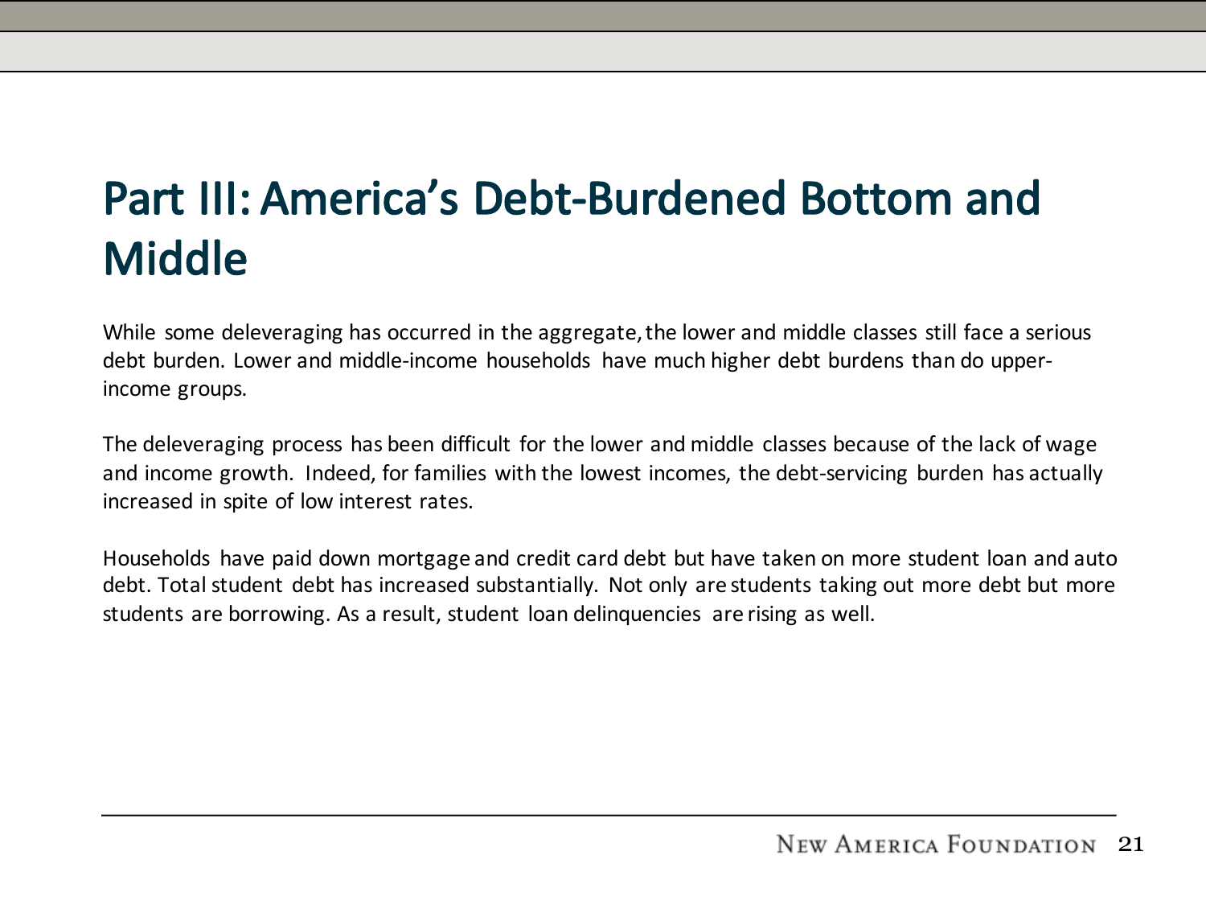# Part III: America's Debt-Burdened Bottom and Middle

While some deleveraging has occurred in the aggregate, the lower and middle classes still face a serious debt burden. Lower and middle-income households have much higher debt burdens than do upper-income groups.

The deleveraging process has been difficult for the lower and middle classes because of the lack of wage and income growth. Indeed, for families with the lowest incomes, the debt-servicing burden has actually increased in spite of low interest rates.

Households have paid down mortgage and credit card debt but have taken on more student loan and auto debt. Total student debt has increased substantially. Not only are students taking out more debt but more students are borrowing. As a result, student loan delinquencies are rising as well.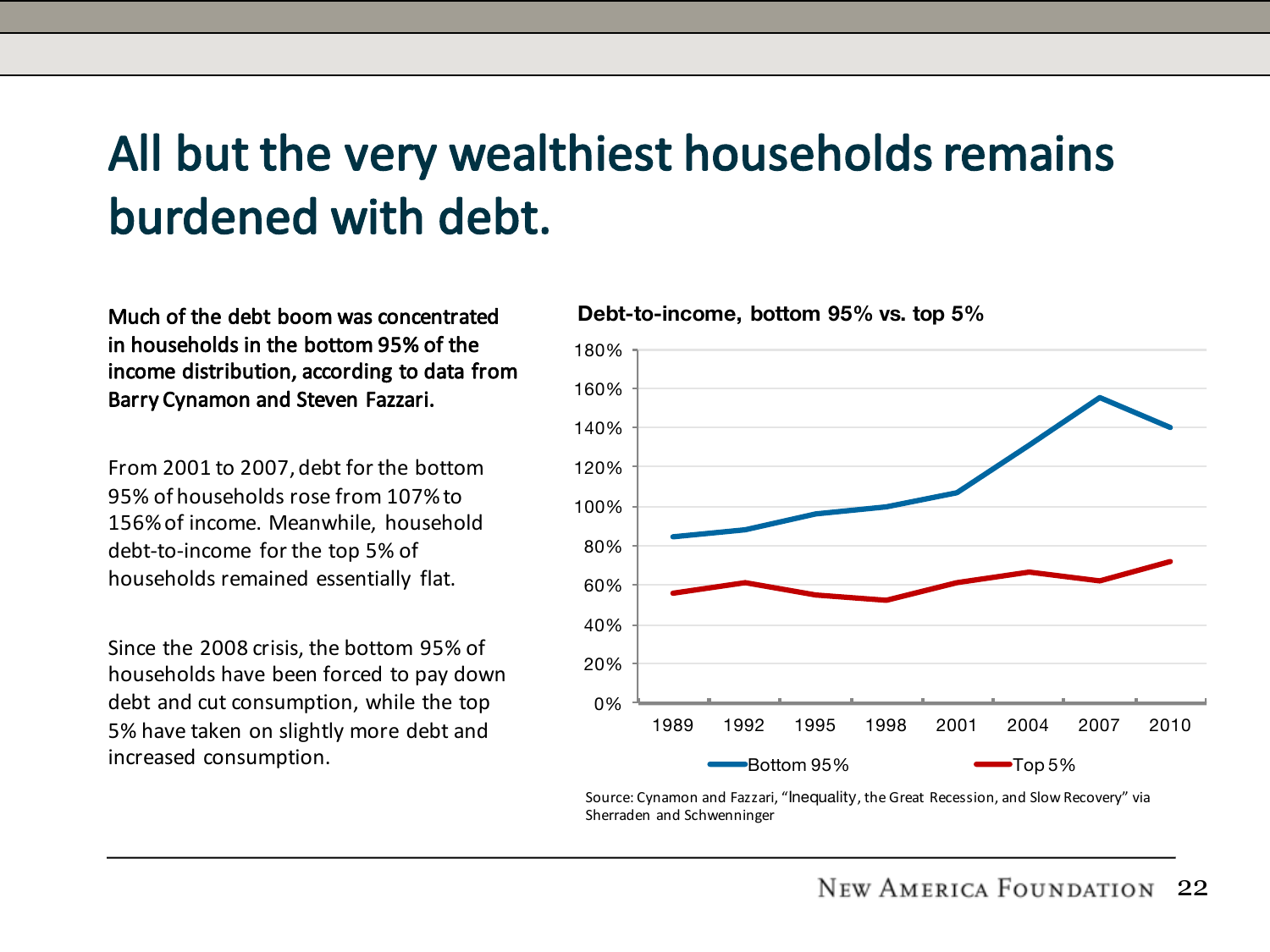# All but the very wealthiest households remains burdened with debt.

**Much of the debt boom was concentrated in households in the bottom 95% of the income distribution, according to data from Barry Cynamon and Steven Fazzari.**

From 2001 to 2007, debt for the bottom 95% of households rose from 107% to 156% of income. Meanwhile, household debt-to-income for the top 5% of households remained essentially flat.

Since the 2008 crisis, the bottom 95% of households have been forced to pay down debt and cut consumption, while the top 5% have taken on slightly more debt and increased consumption.

**Debt-to-income, bottom 95% vs. top 5%**

Source: Cynamon and Fazzari, "Inequality, the Great Recession, and Slow Recovery" via Sherraden and Schwenninger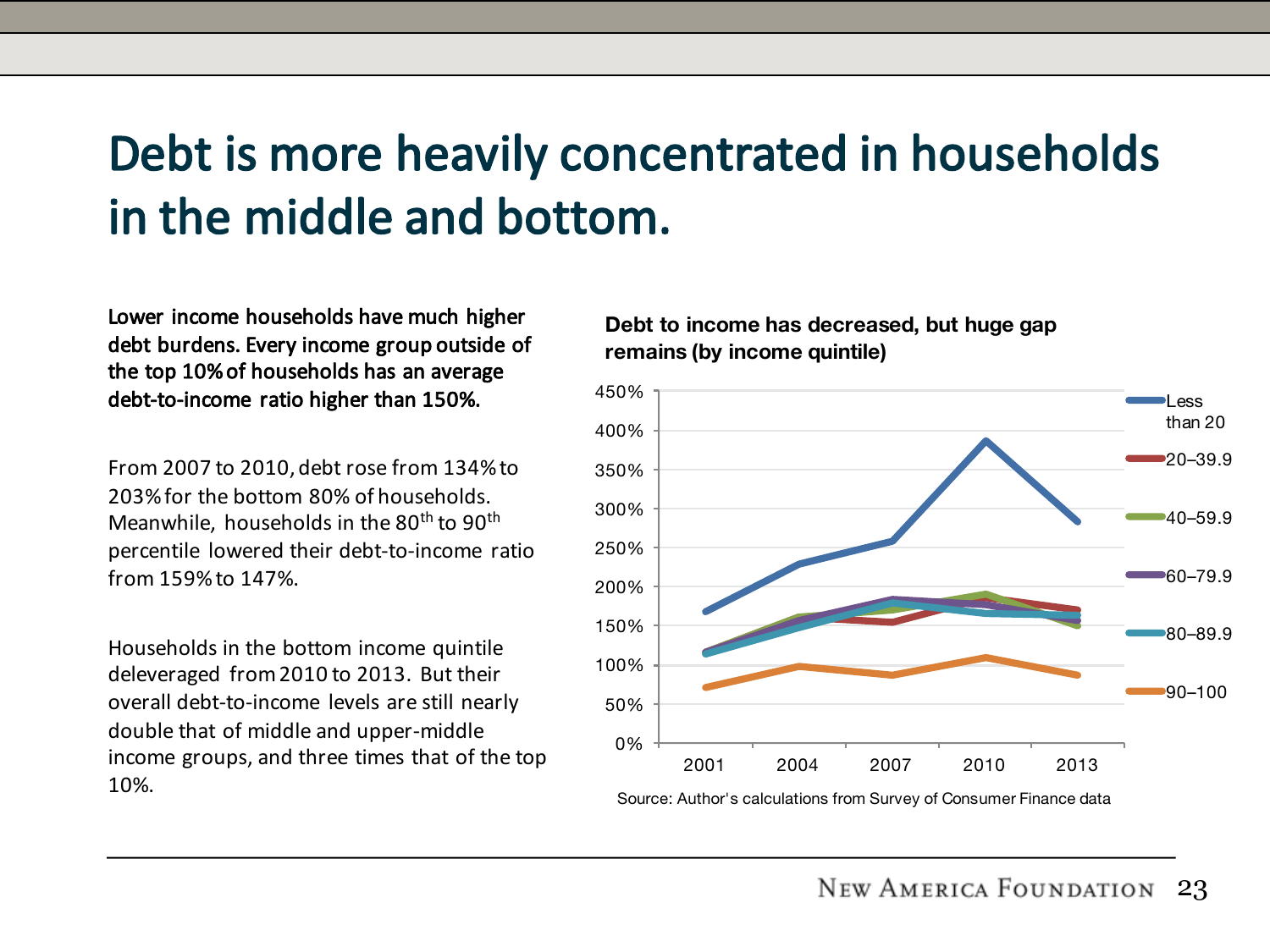# Debt is more heavily concentrated in households in the middle and bottom.

**Lower income households have much higher debt burdens. Every income group outside of the top 10% of households has an average debt-to-income ratio higher than 150%.**

From 2007 to 2010, debt rose from 134% to 203% for the bottom 80% of households. Meanwhile, households in the 80th to 90th percentile lowered their debt-to-income ratio from 159% to 147%.

Households in the bottom income quintile deleveraged from 2010 to 2013. But their overall debt-to-income levels are still nearly double that of middle and upper-middle income groups, and three times that of the top 10%.

**Debt to income has decreased, but huge gap remains (by income quintile)**

Source: Author's calculations from Survey of Consumer Finance data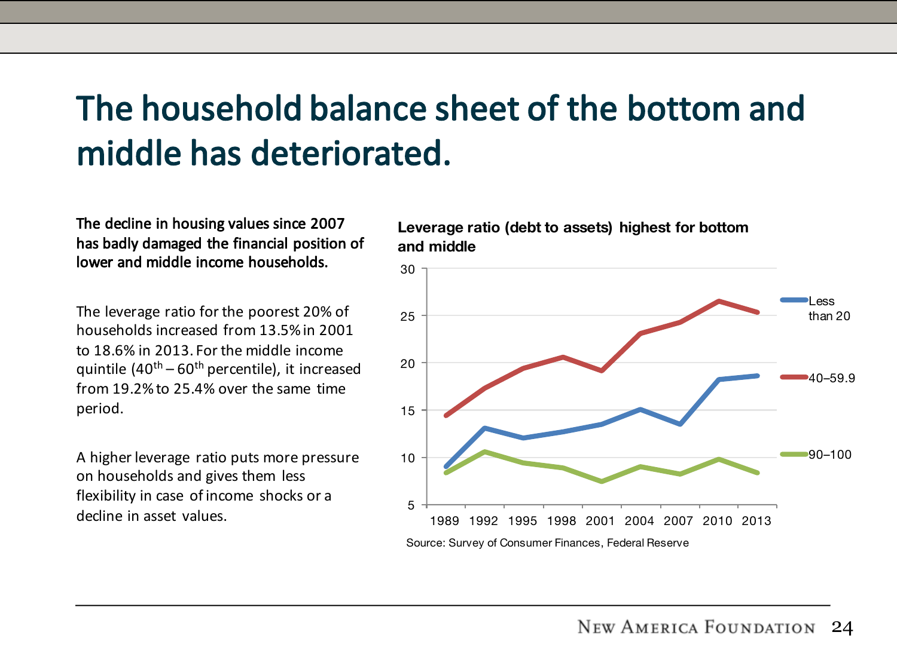# The household balance sheet of the bottom and middle has deteriorated.

**The decline in housing values since 2007 has badly damaged the financial position of lower and middle income households.**

The leverage ratio for the poorest 20% of households increased from 13.5% in 2001 to 18.6% in 2013. For the middle income quintile (40th – 60th percentile), it increased from 19.2% to 25.4% over the same time period.

A higher leverage ratio puts more pressure on households and gives them less flexibility in case of income shocks or a decline in asset values.

**Leverage ratio (debt to assets) highest for bottom and middle**

Source: Survey of Consumer Finances, Federal Reserve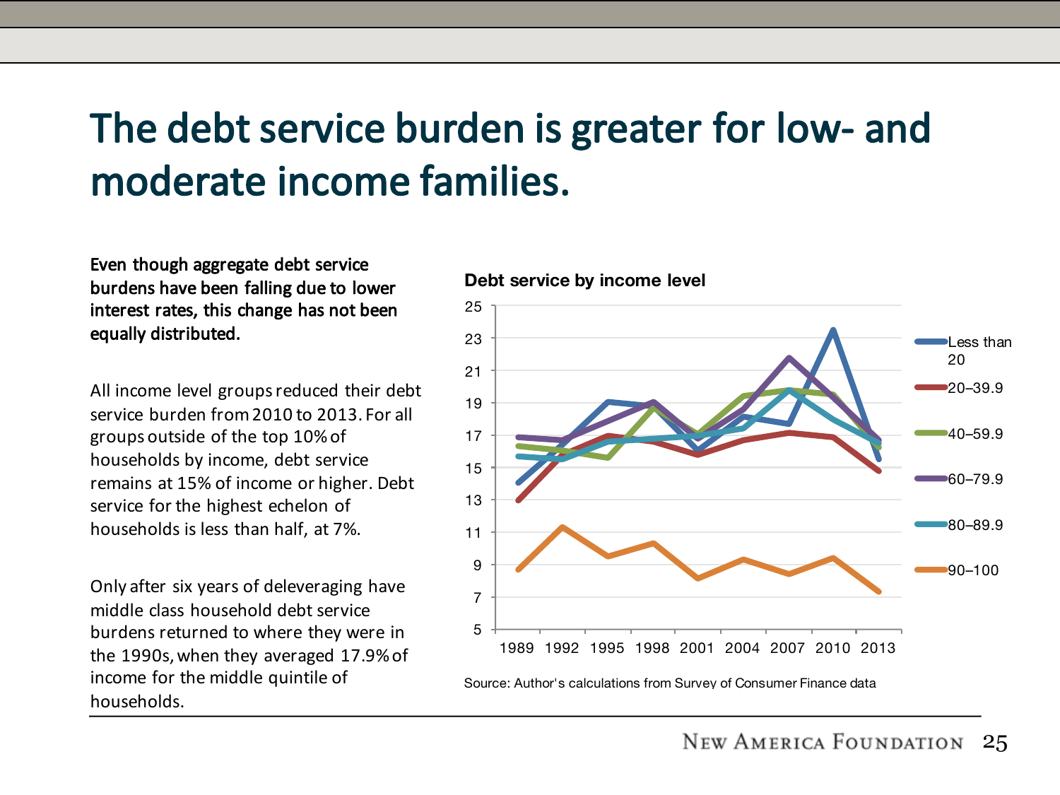# The debt service burden is greater for low- and moderate income families.

**Even though aggregate debt service burdens have been falling due to lower interest rates, this change has not been equally distributed.**

All income level groups reduced their debt service burden from 2010 to 2013. For all groups outside of the top 10% of households by income, debt service remains at 15% of income or higher. Debt service for the highest echelon of households is less than half, at 7%.

Only after six years of deleveraging have middle class household debt service burdens returned to where they were in the 1990s, when they averaged 17.9% of income for the middle quintile of households.

**Debt service by income level**

Source: Author's calculations from Survey of Consumer Finance data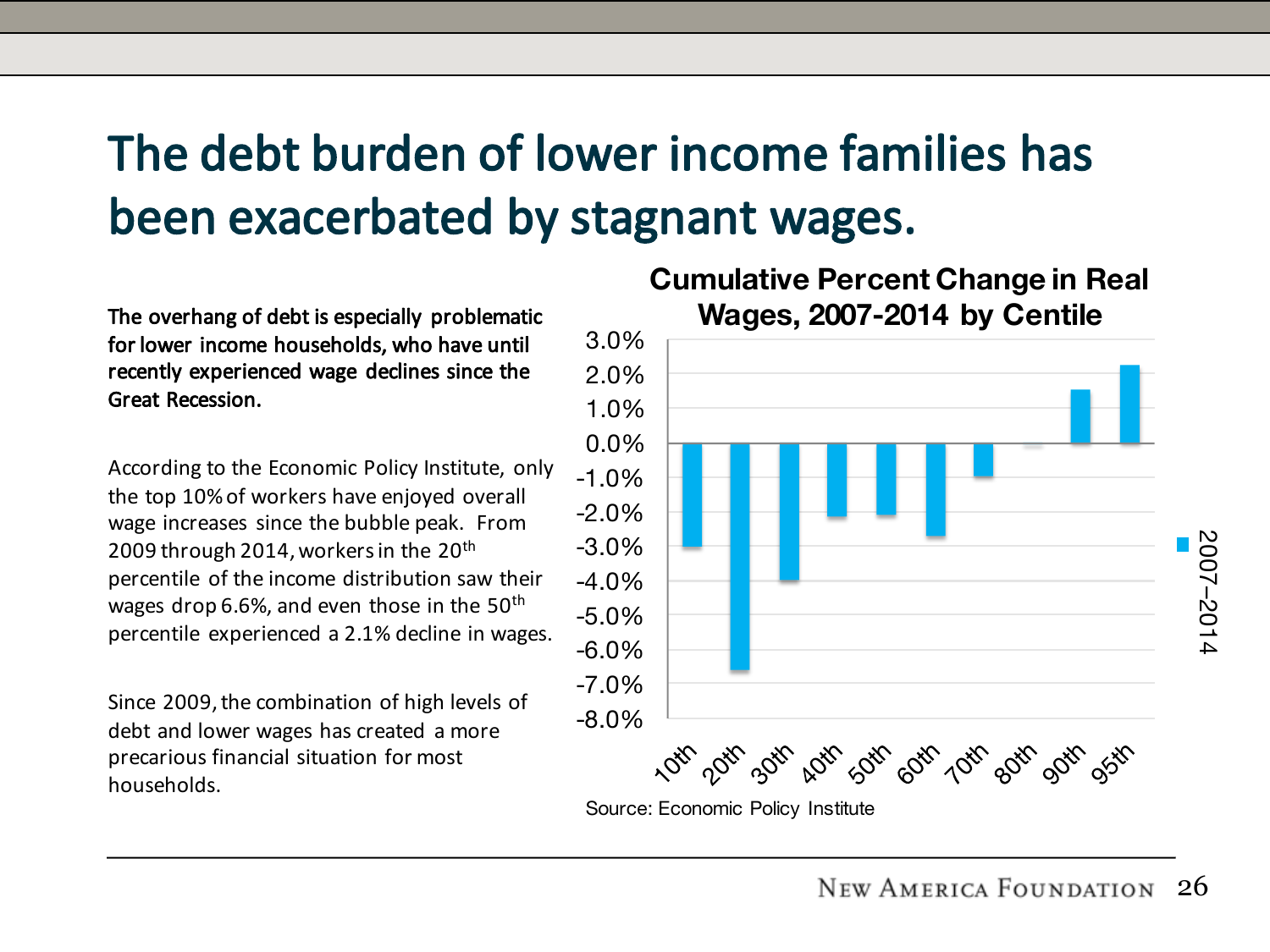# The debt burden of lower income families has been exacerbated by stagnant wages.

**The overhang of debt is especially problematic for lower income households, who have until recently experienced wage declines since the Great Recession.**

According to the Economic Policy Institute, only the top 10% of workers have enjoyed overall wage increases since the bubble peak. From 2009 through 2014, workers in the 20th percentile of the income distribution saw their wages drop 6.6%, and even those in the 50th percentile experienced a 2.1% decline in wages.

Since 2009, the combination of high levels of debt and lower wages has created a more precarious financial situation for most households.

**Cumulative Percent Change in Real Wages, 2007-2014 by Centile**

| Centile | 2007–2014 |
|---|---|
| 10th | -3.0% |
| 20th | -6.6% |
| 30th | -4.0% |
| 40th | -2.1% |
| 50th | -2.1% |
| 60th | -2.7% |
| 70th | -0.9% |
| 80th | -0.1% |
| 90th | 1.5% |
| 95th | 2.2% |

Source: Economic Policy Institute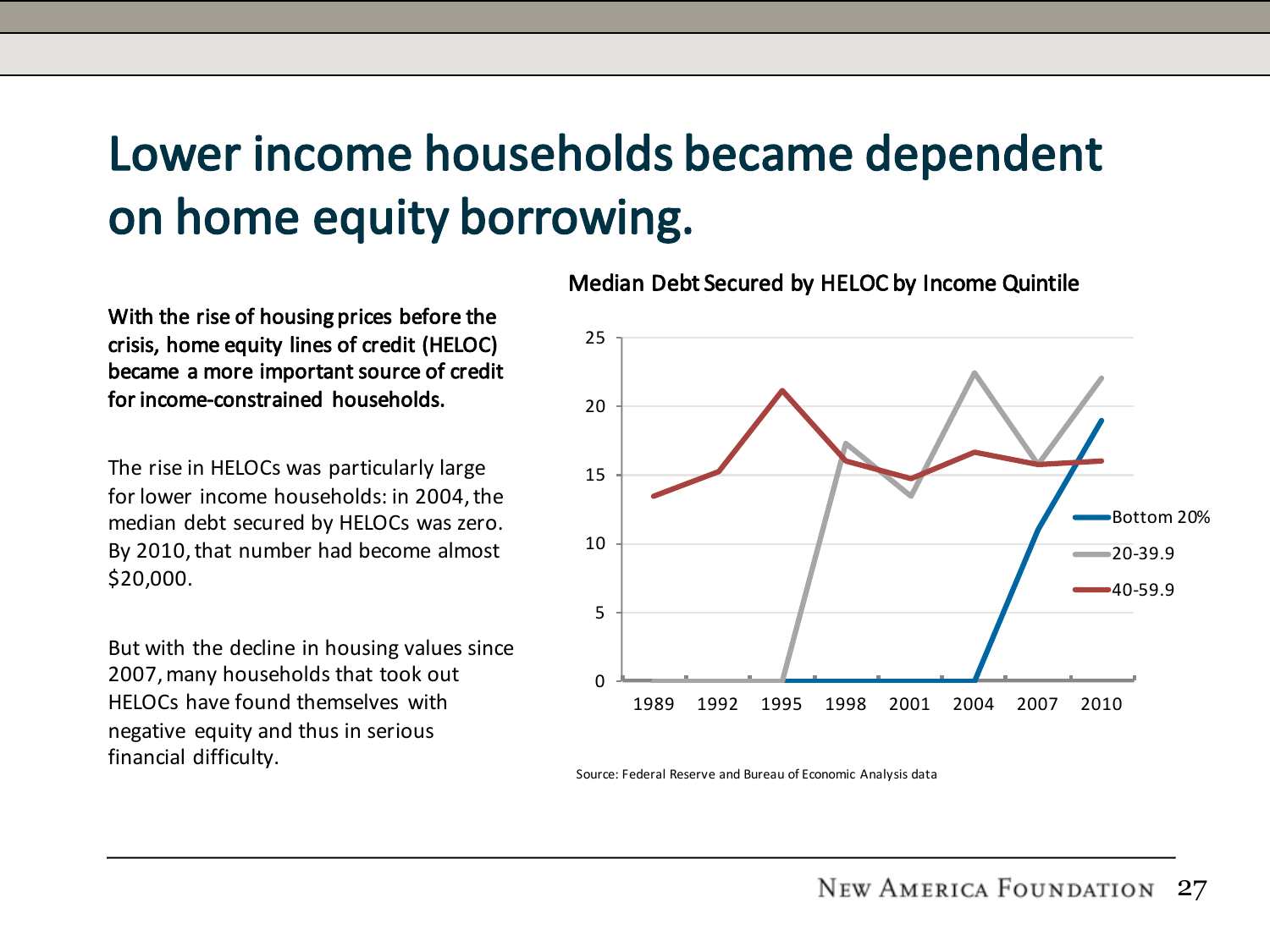# Lower income households became dependent on home equity borrowing.

**With the rise of housing prices before the crisis, home equity lines of credit (HELOC) became a more important source of credit for income-constrained households.**

The rise in HELOCs was particularly large for lower income households: in 2004, the median debt secured by HELOCs was zero. By 2010, that number had become almost $20,000.

But with the decline in housing values since 2007, many households that took out HELOCs have found themselves with negative equity and thus in serious financial difficulty.

**Median Debt Secured by HELOC by Income Quintile**

Legend: Bottom 20%, 20-39.9, 40-59.9

Y-axis: 0, 5, 10, 15, 20, 25

X-axis: 1989, 1992, 1995, 1998, 2001, 2004, 2007, 2010

Source: Federal Reserve and Bureau of Economic Analysis data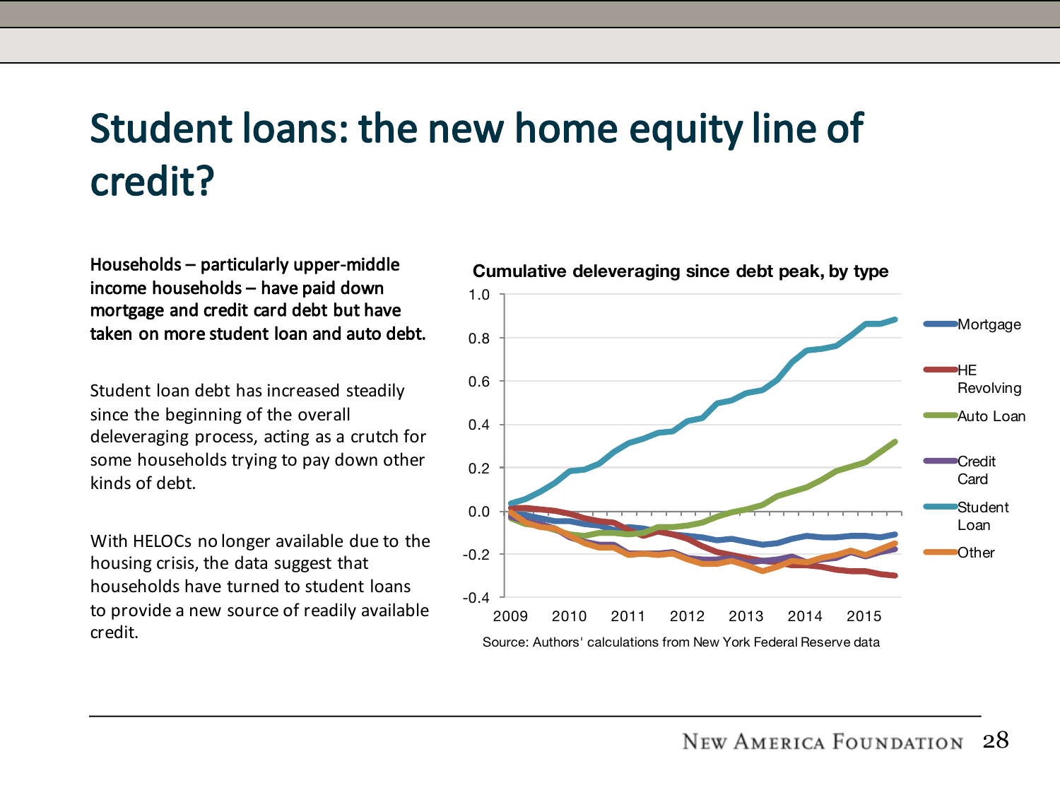# Student loans: the new home equity line of credit?

**Households – particularly upper-middle income households – have paid down mortgage and credit card debt but have taken on more student loan and auto debt.**

Student loan debt has increased steadily since the beginning of the overall deleveraging process, acting as a crutch for some households trying to pay down other kinds of debt.

With HELOCs no longer available due to the housing crisis, the data suggest that households have turned to student loans to provide a new source of readily available credit.

**Cumulative deleveraging since debt peak, by type**

Source: Authors' calculations from New York Federal Reserve data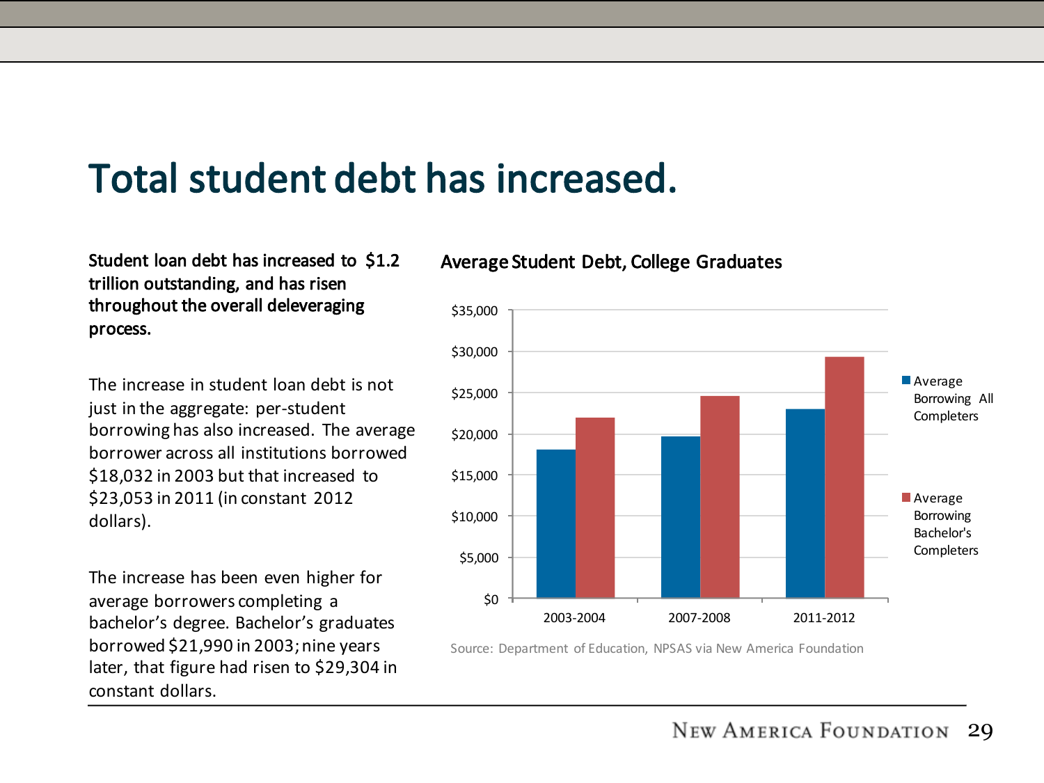# Total student debt has increased.

**Student loan debt has increased to $1.2 trillion outstanding, and has risen throughout the overall deleveraging process.**

The increase in student loan debt is not just in the aggregate: per-student borrowing has also increased. The average borrower across all institutions borrowed $18,032 in 2003 but that increased to $23,053 in 2011 (in constant 2012 dollars).

The increase has been even higher for average borrowers completing a bachelor's degree. Bachelor's graduates borrowed $21,990 in 2003; nine years later, that figure had risen to $29,304 in constant dollars.

**Average Student Debt, College Graduates**

| | Average Borrowing All Completers | Average Borrowing Bachelor's Completers |
|---|---|---|
| 2003-2004 | $18,032 | $21,990 |
| 2007-2008 | ~$19,700 | ~$24,600 |
| 2011-2012 | $23,053 | $29,304 |

Source: Department of Education, NPSAS via New America Foundation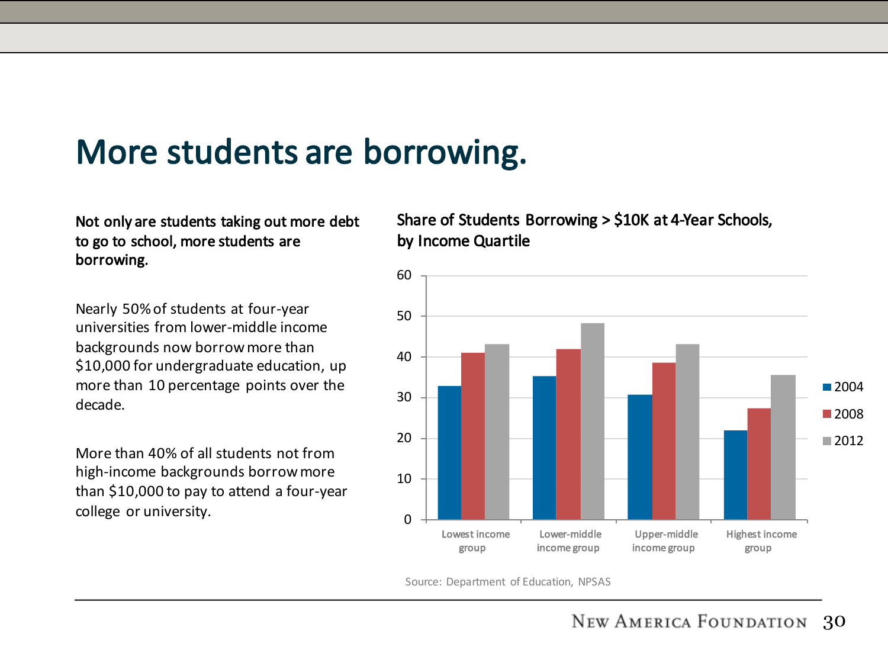# More students are borrowing.

**Not only are students taking out more debt to go to school, more students are borrowing.**

Nearly 50% of students at four-year universities from lower-middle income backgrounds now borrow more than $10,000 for undergraduate education, up more than 10 percentage points over the decade.

More than 40% of all students not from high-income backgrounds borrow more than $10,000 to pay to attend a four-year college or university.

**Share of Students Borrowing > $10K at 4-Year Schools, by Income Quartile**

| | 2004 | 2008 | 2012 |
|---|---|---|---|
| Lowest income group | 33 | 41 | 43 |
| Lower-middle income group | 35 | 42 | 48 |
| Upper-middle income group | 31 | 39 | 43 |
| Highest income group | 22 | 27 | 36 |

Source: Department of Education, NPSAS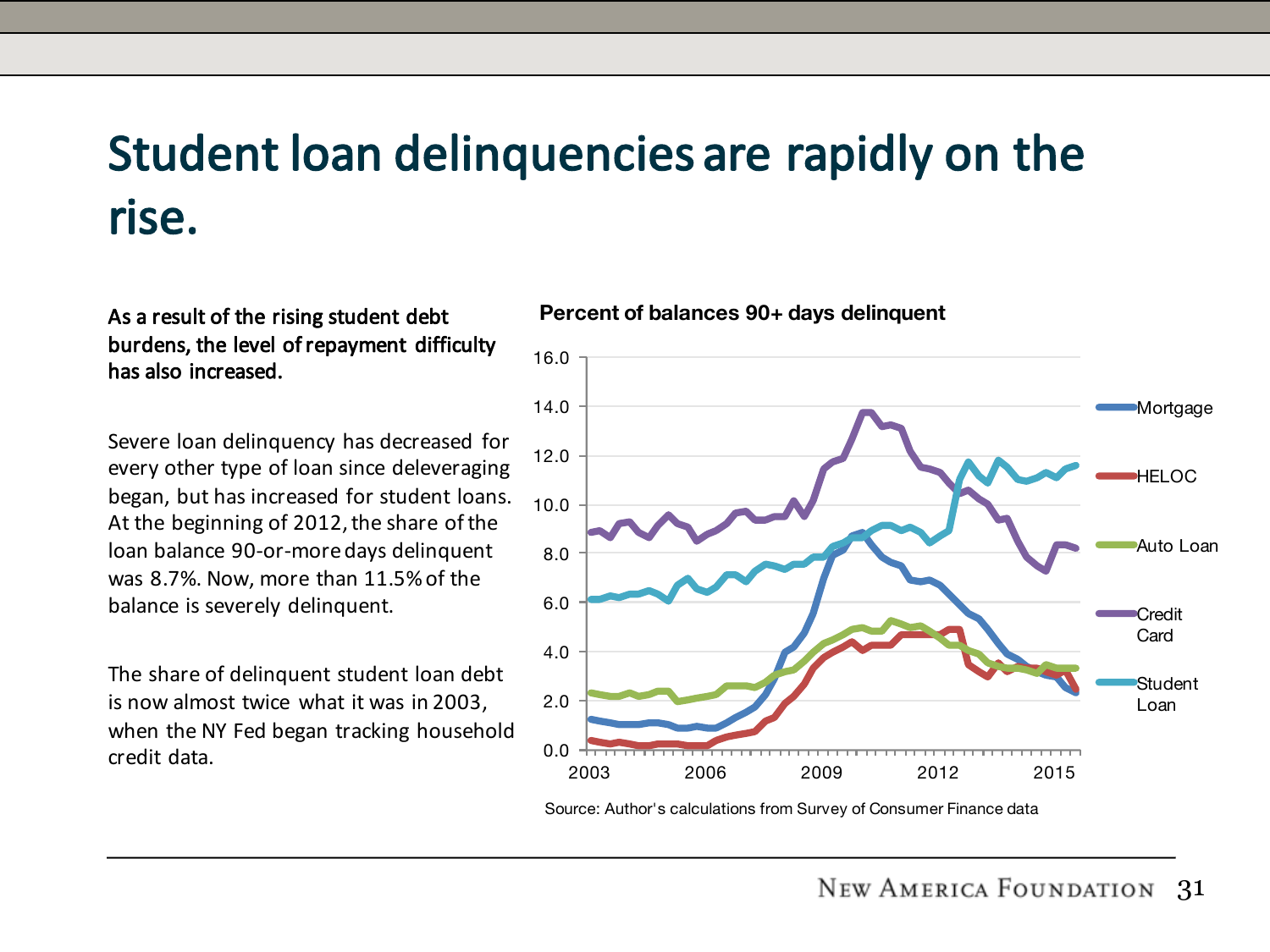# Student loan delinquencies are rapidly on the rise.

**As a result of the rising student debt burdens, the level of repayment difficulty has also increased.**

Severe loan delinquency has decreased for every other type of loan since deleveraging began, but has increased for student loans. At the beginning of 2012, the share of the loan balance 90-or-more days delinquent was 8.7%. Now, more than 11.5% of the balance is severely delinquent.

The share of delinquent student loan debt is now almost twice what it was in 2003, when the NY Fed began tracking household credit data.

**Percent of balances 90+ days delinquent**

Source: Author's calculations from Survey of Consumer Finance data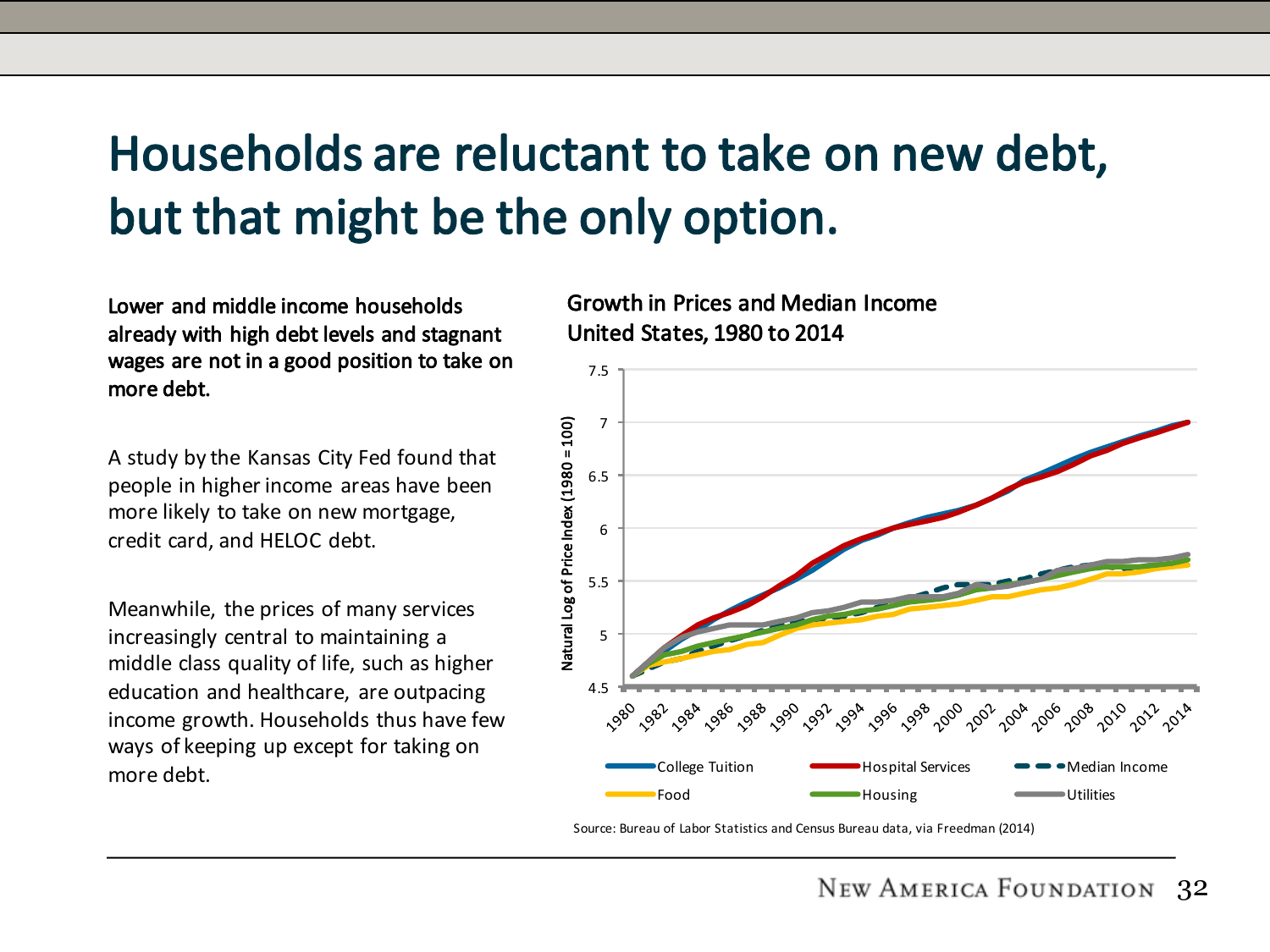# Households are reluctant to take on new debt, but that might be the only option.

**Lower and middle income households already with high debt levels and stagnant wages are not in a good position to take on more debt.**

A study by the Kansas City Fed found that people in higher income areas have been more likely to take on new mortgage, credit card, and HELOC debt.

Meanwhile, the prices of many services increasingly central to maintaining a middle class quality of life, such as higher education and healthcare, are outpacing income growth. Households thus have few ways of keeping up except for taking on more debt.

**Growth in Prices and Median Income**
**United States, 1980 to 2014**

Source: Bureau of Labor Statistics and Census Bureau data, via Freedman (2014)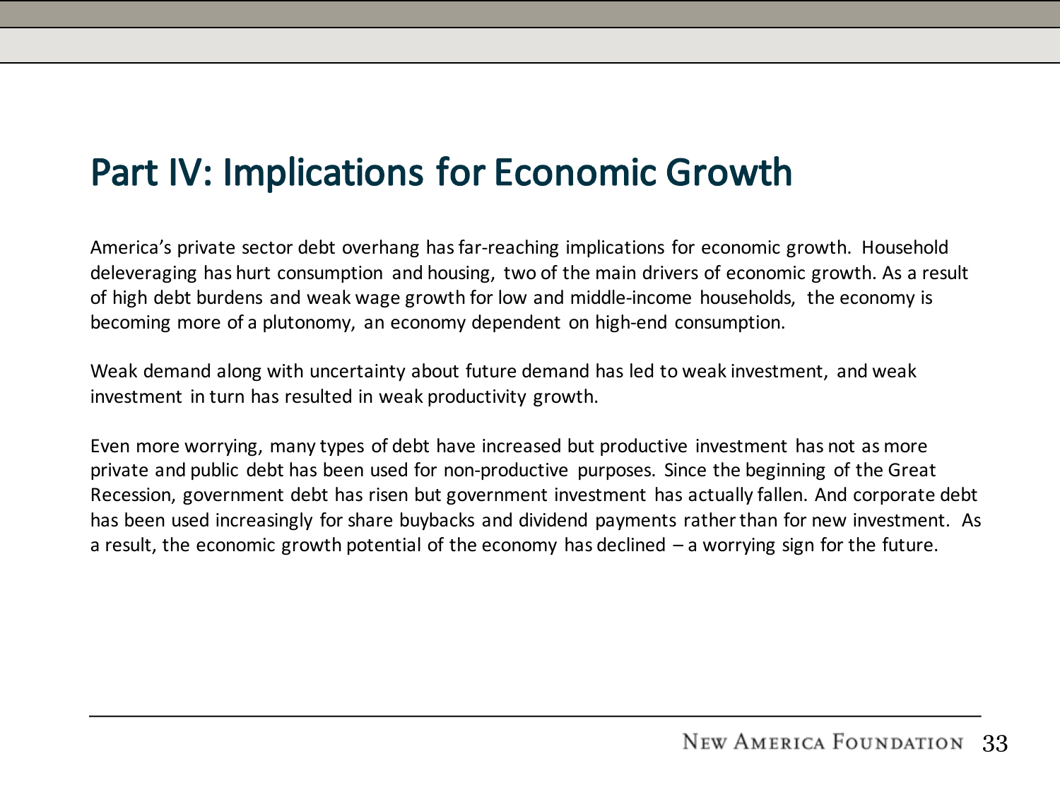# Part IV: Implications for Economic Growth

America's private sector debt overhang has far-reaching implications for economic growth. Household deleveraging has hurt consumption and housing, two of the main drivers of economic growth. As a result of high debt burdens and weak wage growth for low and middle-income households, the economy is becoming more of a plutonomy, an economy dependent on high-end consumption.

Weak demand along with uncertainty about future demand has led to weak investment, and weak investment in turn has resulted in weak productivity growth.

Even more worrying, many types of debt have increased but productive investment has not as more private and public debt has been used for non-productive purposes. Since the beginning of the Great Recession, government debt has risen but government investment has actually fallen. And corporate debt has been used increasingly for share buybacks and dividend payments rather than for new investment. As a result, the economic growth potential of the economy has declined – a worrying sign for the future.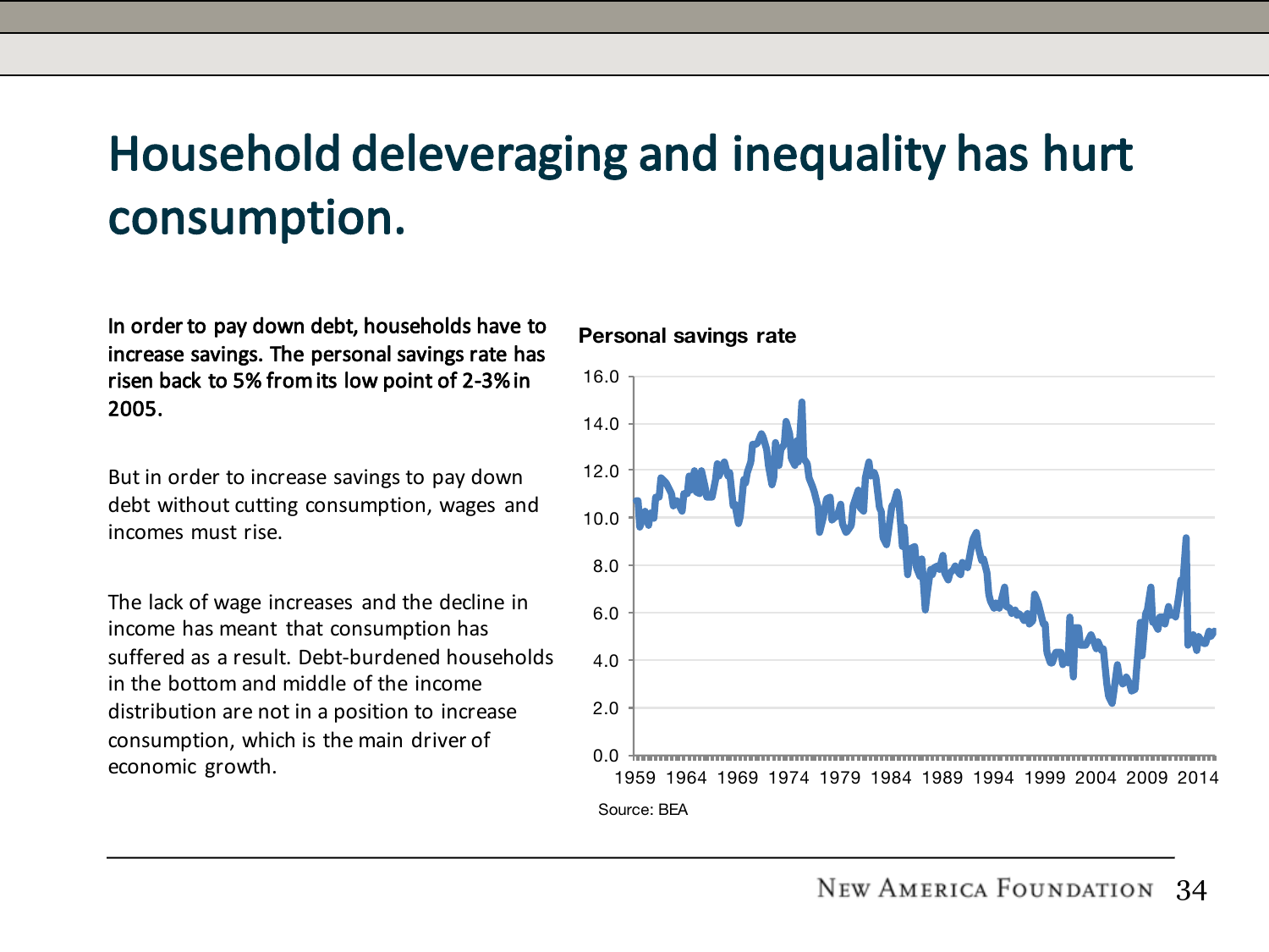# Household deleveraging and inequality has hurt consumption.

**In order to pay down debt, households have to increase savings. The personal savings rate has risen back to 5% from its low point of 2-3% in 2005.**

But in order to increase savings to pay down debt without cutting consumption, wages and incomes must rise.

The lack of wage increases and the decline in income has meant that consumption has suffered as a result. Debt-burdened households in the bottom and middle of the income distribution are not in a position to increase consumption, which is the main driver of economic growth.

**Personal savings rate**

Source: BEA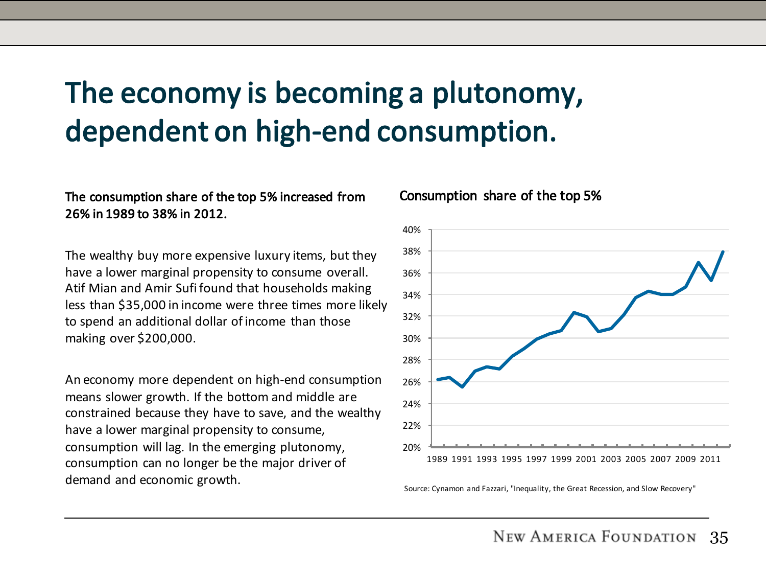# The economy is becoming a plutonomy, dependent on high-end consumption.

**The consumption share of the top 5% increased from 26% in 1989 to 38% in 2012.**

The wealthy buy more expensive luxury items, but they have a lower marginal propensity to consume overall. Atif Mian and Amir Sufi found that households making less than $35,000 in income were three times more likely to spend an additional dollar of income than those making over $200,000.

An economy more dependent on high-end consumption means slower growth. If the bottom and middle are constrained because they have to save, and the wealthy have a lower marginal propensity to consume, consumption will lag. In the emerging plutonomy, consumption can no longer be the major driver of demand and economic growth.

**Consumption share of the top 5%**

Source: Cynamon and Fazzari, "Inequality, the Great Recession, and Slow Recovery"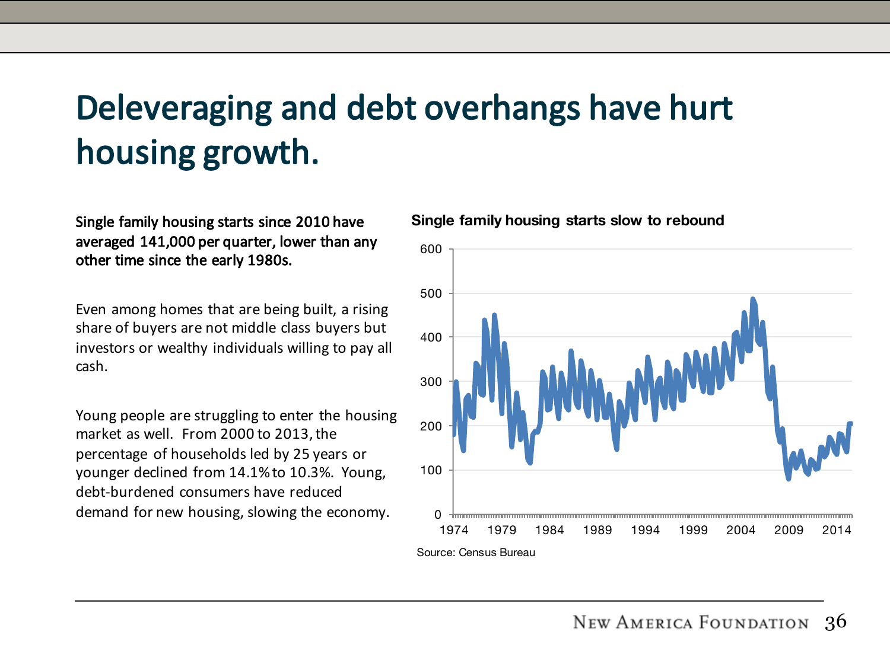# Deleveraging and debt overhangs have hurt housing growth.

**Single family housing starts since 2010 have averaged 141,000 per quarter, lower than any other time since the early 1980s.**

Even among homes that are being built, a rising share of buyers are not middle class buyers but investors or wealthy individuals willing to pay all cash.

Young people are struggling to enter the housing market as well. From 2000 to 2013, the percentage of households led by 25 years or younger declined from 14.1% to 10.3%. Young, debt-burdened consumers have reduced demand for new housing, slowing the economy.

**Single family housing starts slow to rebound**

Source: Census Bureau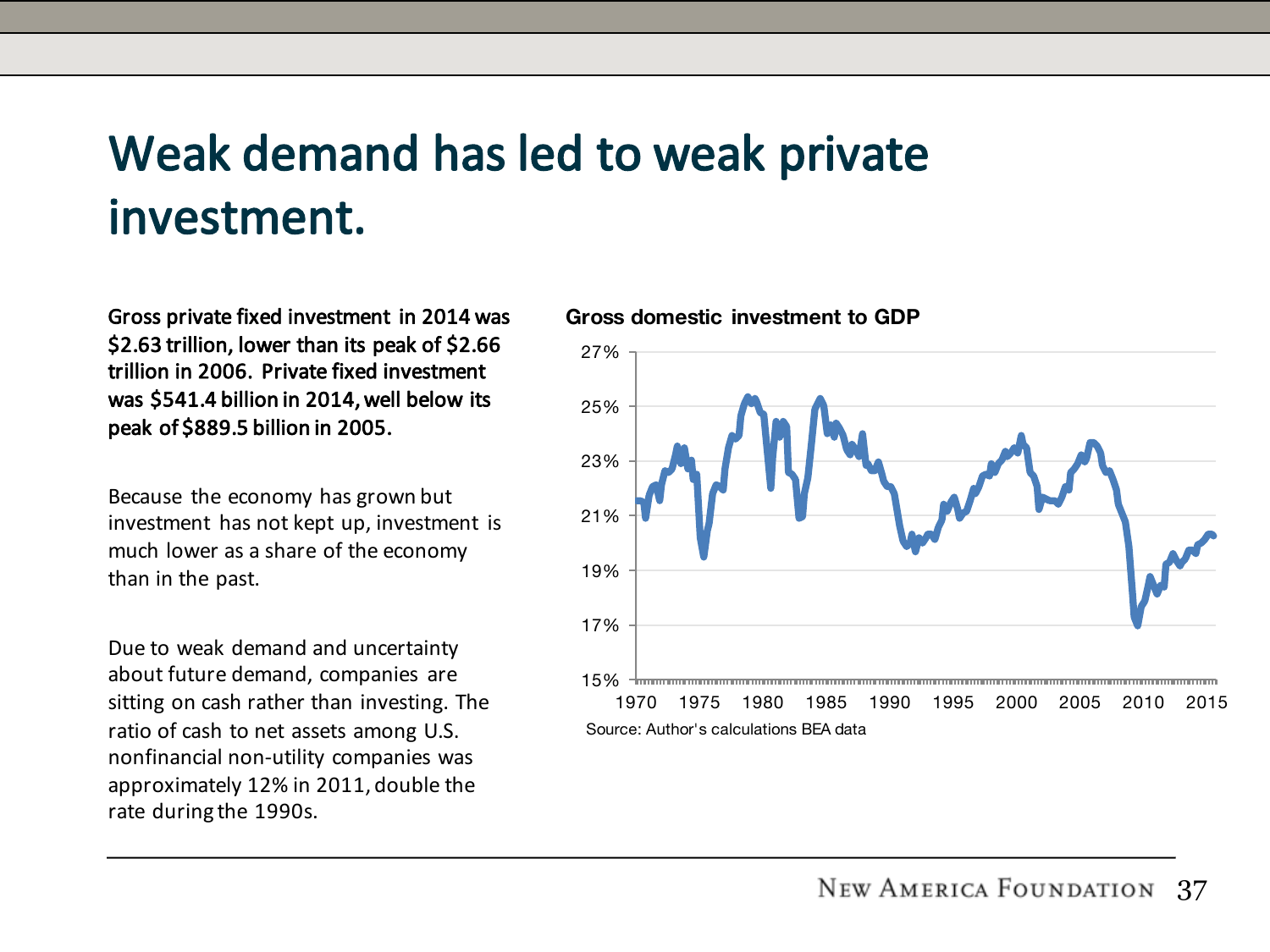# Weak demand has led to weak private investment.

**Gross private fixed investment in 2014 was $2.63 trillion, lower than its peak of $2.66 trillion in 2006. Private fixed investment was $541.4 billion in 2014, well below its peak of $889.5 billion in 2005.**

Because the economy has grown but investment has not kept up, investment is much lower as a share of the economy than in the past.

Due to weak demand and uncertainty about future demand, companies are sitting on cash rather than investing. The ratio of cash to net assets among U.S. nonfinancial non-utility companies was approximately 12% in 2011, double the rate during the 1990s.

**Gross domestic investment to GDP**

Source: Author's calculations BEA data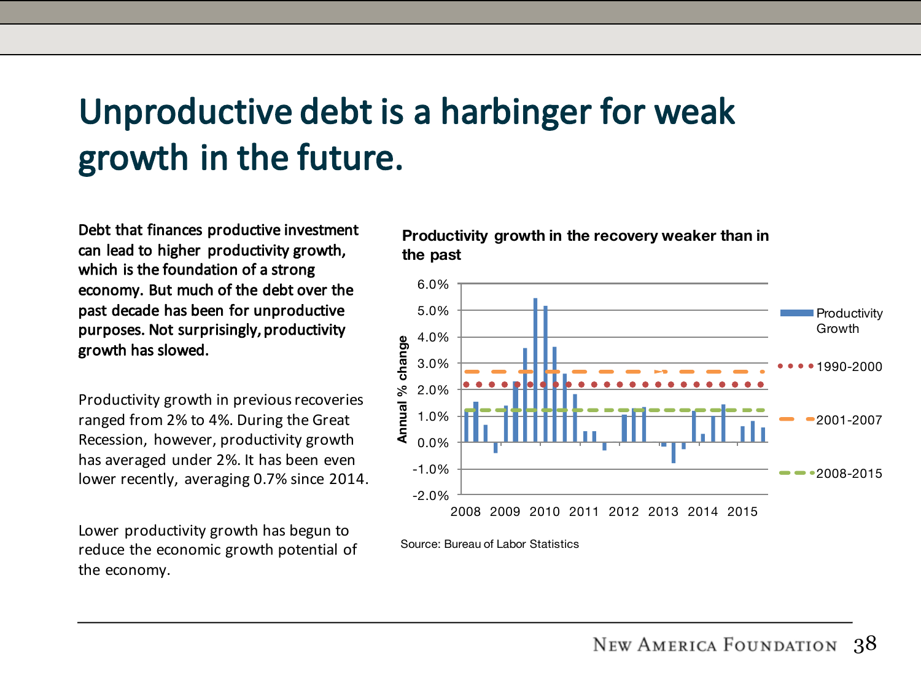# Unproductive debt is a harbinger for weak growth in the future.

**Debt that finances productive investment can lead to higher productivity growth, which is the foundation of a strong economy. But much of the debt over the past decade has been for unproductive purposes. Not surprisingly, productivity growth has slowed.**

Productivity growth in previous recoveries ranged from 2% to 4%. During the Great Recession, however, productivity growth has averaged under 2%. It has been even lower recently, averaging 0.7% since 2014.

Lower productivity growth has begun to reduce the economic growth potential of the economy.

**Productivity growth in the recovery weaker than in the past**

Source: Bureau of Labor Statistics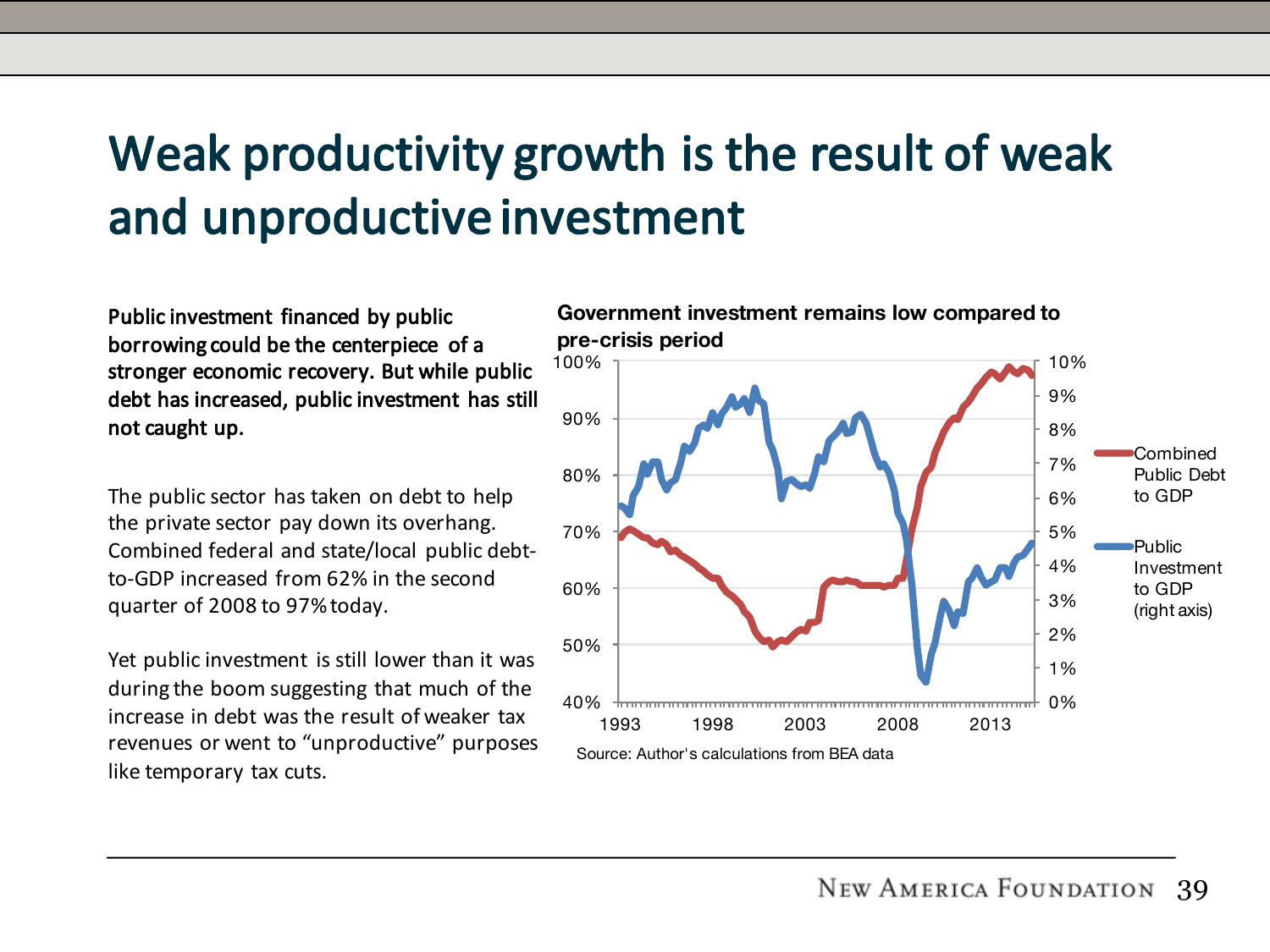# Weak productivity growth is the result of weak and unproductive investment

**Public investment financed by public borrowing could be the centerpiece of a stronger economic recovery. But while public debt has increased, public investment has still not caught up.**

The public sector has taken on debt to help the private sector pay down its overhang. Combined federal and state/local public debt-to-GDP increased from 62% in the second quarter of 2008 to 97% today.

Yet public investment is still lower than it was during the boom suggesting that much of the increase in debt was the result of weaker tax revenues or went to "unproductive" purposes like temporary tax cuts.

**Government investment remains low compared to pre-crisis period**

Source: Author's calculations from BEA data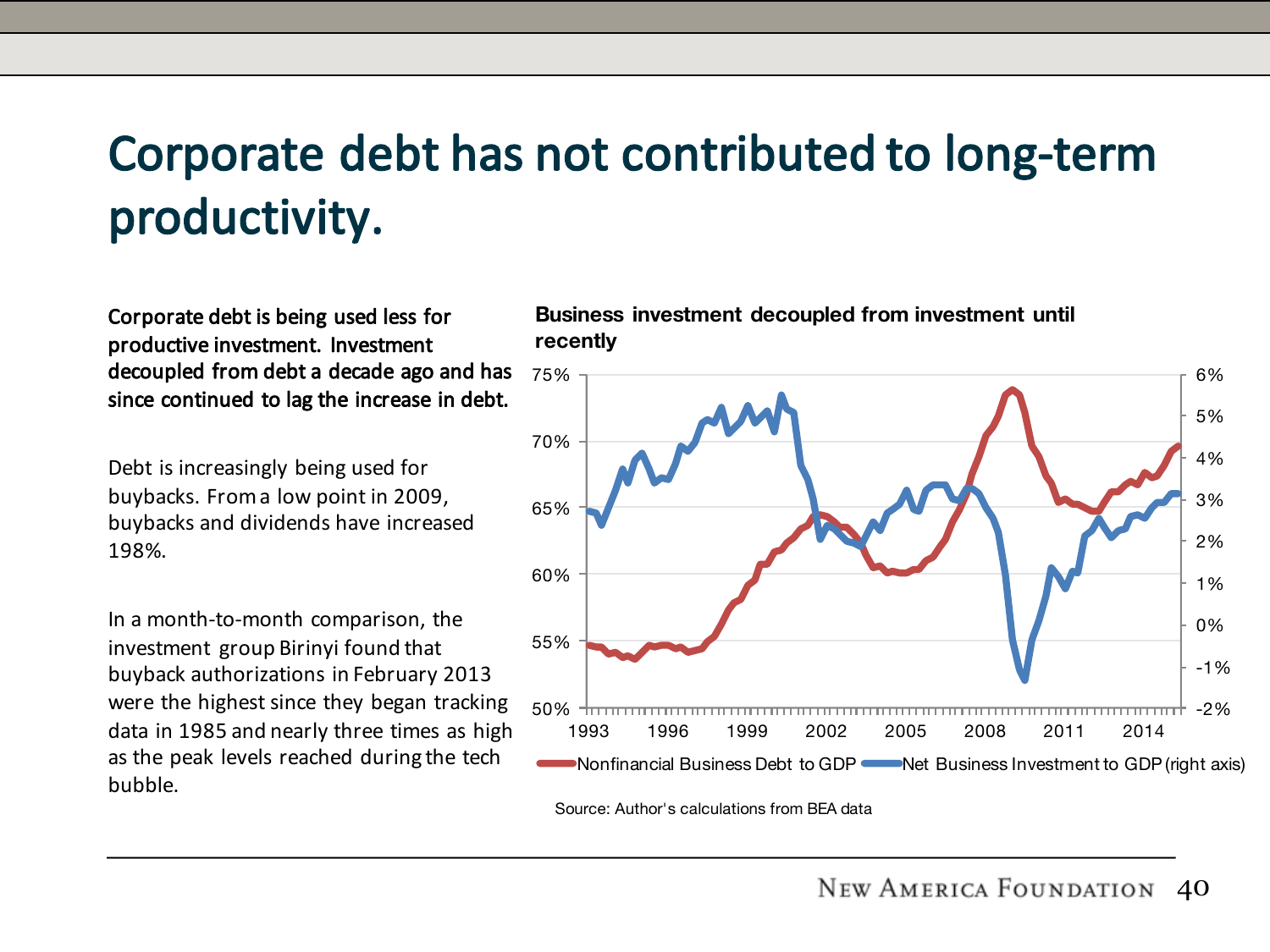# Corporate debt has not contributed to long-term productivity.

**Corporate debt is being used less for productive investment. Investment decoupled from debt a decade ago and has since continued to lag the increase in debt.**

Debt is increasingly being used for buybacks. From a low point in 2009, buybacks and dividends have increased 198%.

In a month-to-month comparison, the investment group Birinyi found that buyback authorizations in February 2013 were the highest since they began tracking data in 1985 and nearly three times as high as the peak levels reached during the tech bubble.

**Business investment decoupled from investment until recently**

Nonfinancial Business Debt to GDP — Net Business Investment to GDP (right axis)

Source: Author's calculations from BEA data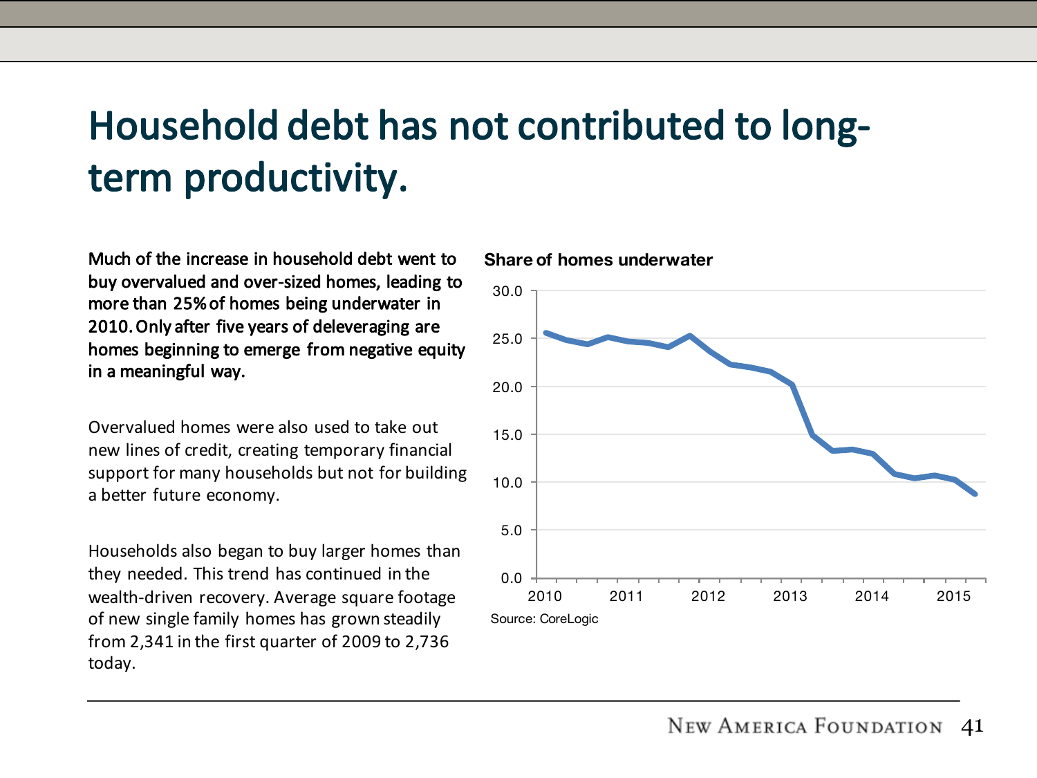# Household debt has not contributed to long-term productivity.

**Much of the increase in household debt went to buy overvalued and over-sized homes, leading to more than 25% of homes being underwater in 2010. Only after five years of deleveraging are homes beginning to emerge from negative equity in a meaningful way.**

Overvalued homes were also used to take out new lines of credit, creating temporary financial support for many households but not for building a better future economy.

Households also began to buy larger homes than they needed. This trend has continued in the wealth-driven recovery. Average square footage of new single family homes has grown steadily from 2,341 in the first quarter of 2009 to 2,736 today.

**Share of homes underwater**

Source: CoreLogic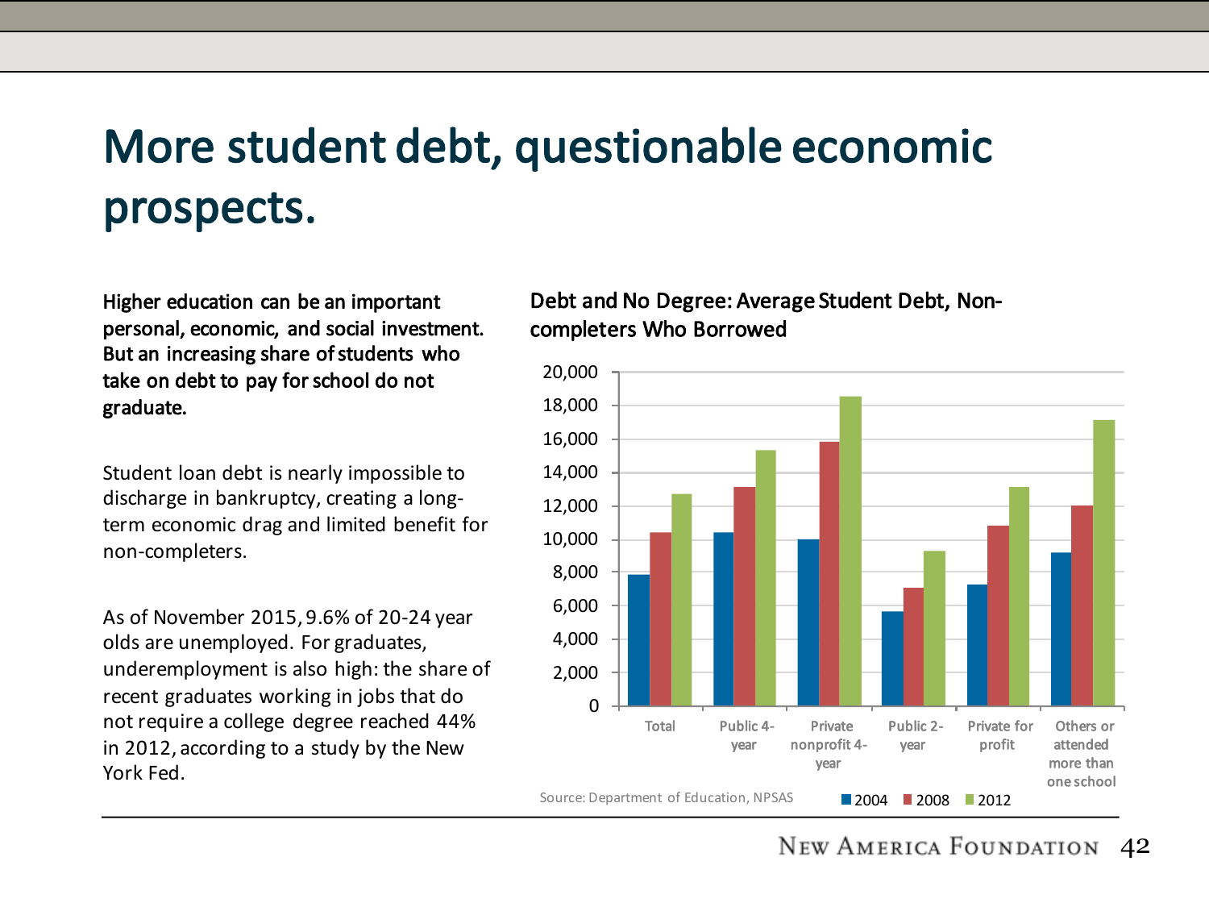# More student debt, questionable economic prospects.

**Higher education can be an important personal, economic, and social investment. But an increasing share of students who take on debt to pay for school do not graduate.**

Student loan debt is nearly impossible to discharge in bankruptcy, creating a long-term economic drag and limited benefit for non-completers.

As of November 2015, 9.6% of 20-24 year olds are unemployed. For graduates, underemployment is also high: the share of recent graduates working in jobs that do not require a college degree reached 44% in 2012, according to a study by the New York Fed.

**Debt and No Degree: Average Student Debt, Non-completers Who Borrowed**

| | 2004 | 2008 | 2012 |
|---|---|---|---|
| Total | ~7,800 | ~10,400 | ~12,700 |
| Public 4-year | ~10,400 | ~13,100 | ~15,300 |
| Private nonprofit 4-year | ~10,000 | ~15,800 | ~18,500 |
| Public 2-year | ~5,600 | ~7,000 | ~9,200 |
| Private for profit | ~7,200 | ~10,800 | ~13,100 |
| Others or attended more than one school | ~9,200 | ~12,000 | ~17,100 |

Source: Department of Education, NPSAS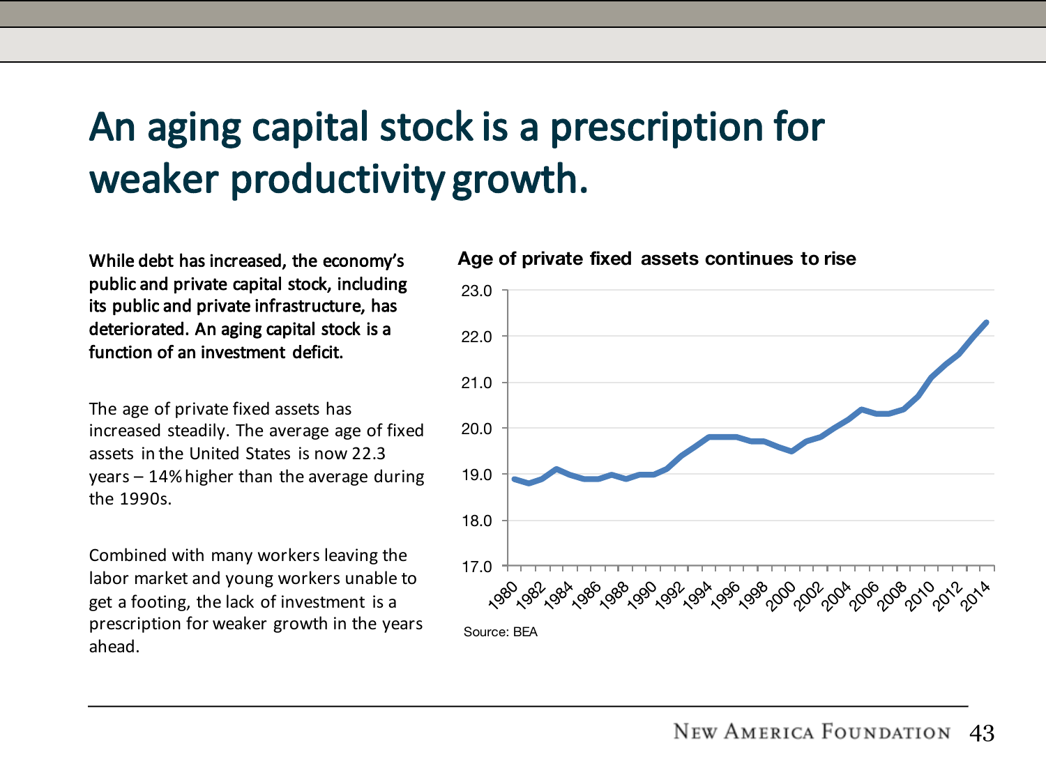# An aging capital stock is a prescription for weaker productivity growth.

**While debt has increased, the economy's public and private capital stock, including its public and private infrastructure, has deteriorated. An aging capital stock is a function of an investment deficit.**

The age of private fixed assets has increased steadily. The average age of fixed assets in the United States is now 22.3 years – 14% higher than the average during the 1990s.

Combined with many workers leaving the labor market and young workers unable to get a footing, the lack of investment is a prescription for weaker growth in the years ahead.

**Age of private fixed assets continues to rise**

Source: BEA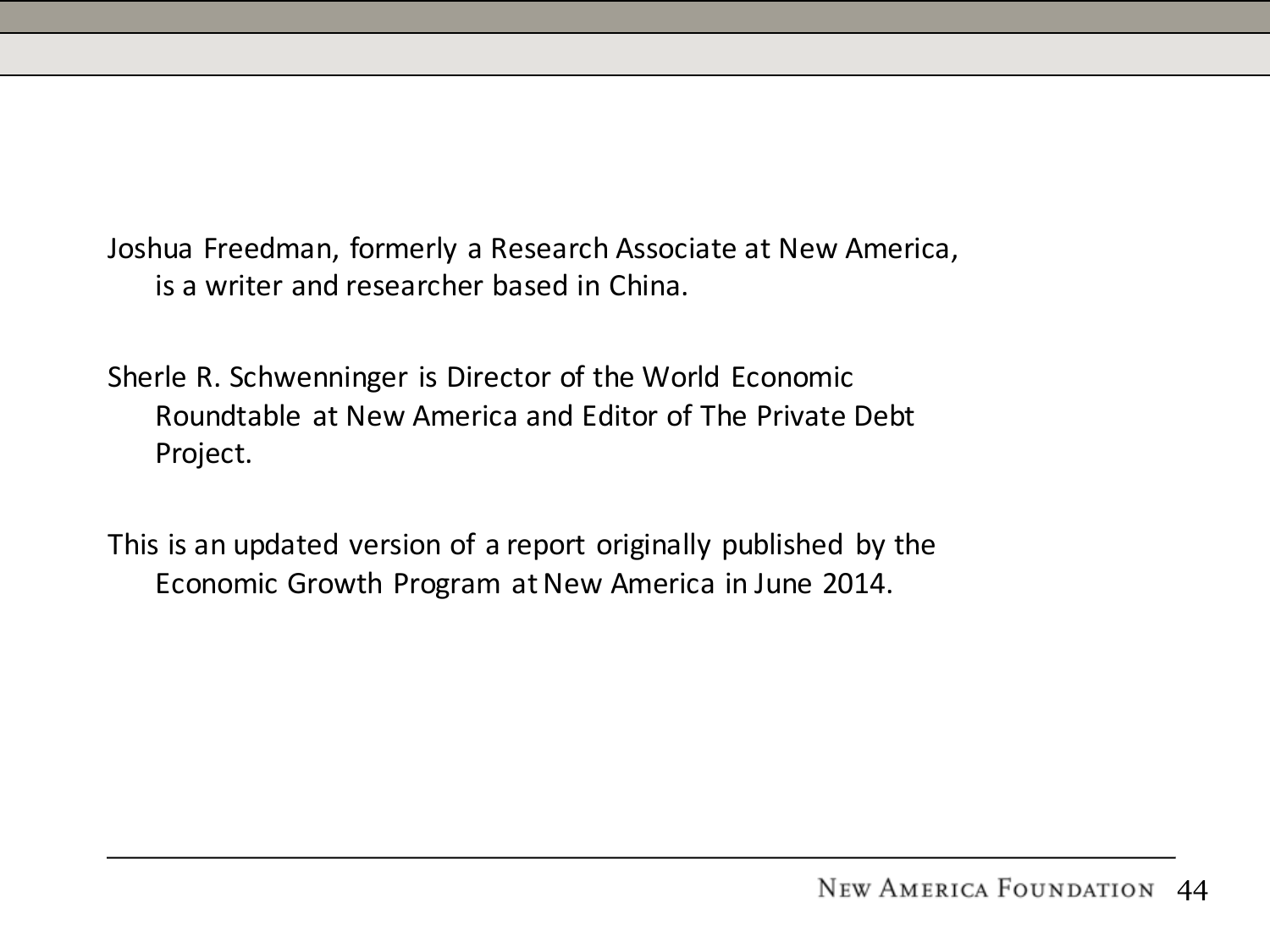Joshua Freedman, formerly a Research Associate at New America, is a writer and researcher based in China.

Sherle R. Schwenninger is Director of the World Economic Roundtable at New America and Editor of The Private Debt Project.

This is an updated version of a report originally published by the Economic Growth Program at New America in June 2014.